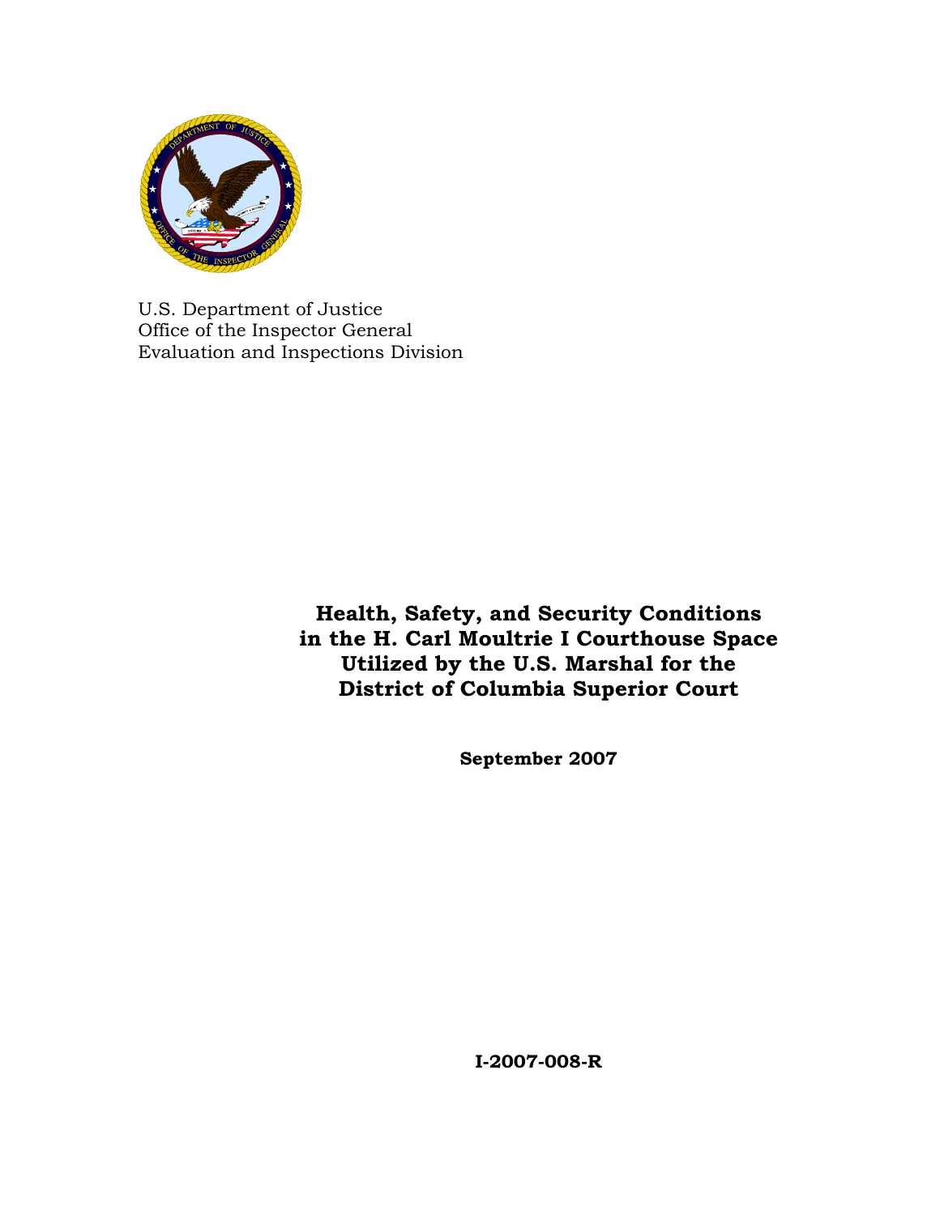U.S. Department of Justice
Office of the Inspector General
Evaluation and Inspections Division

# Health, Safety, and Security Conditions in the H. Carl Moultrie I Courthouse Space Utilized by the U.S. Marshal for the District of Columbia Superior Court

**September 2007**

**I-2007-008-R**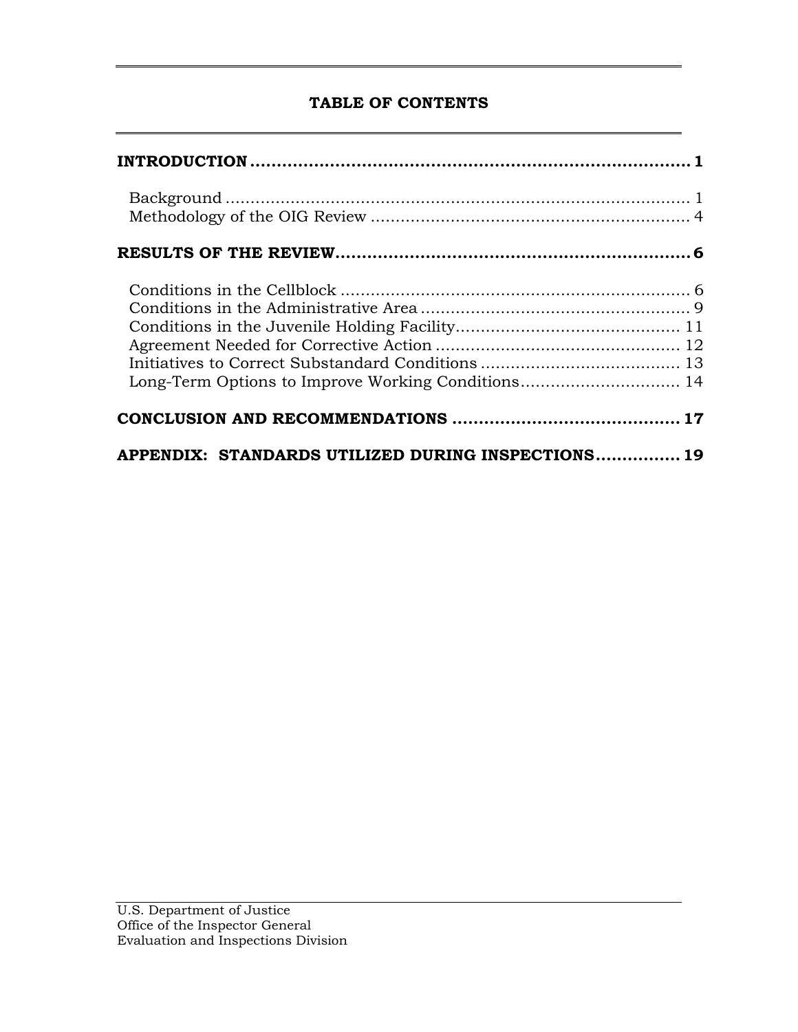# TABLE OF CONTENTS

**INTRODUCTION ..................................................................................... 1**

Background ........................................................................................ 1
Methodology of the OIG Review ........................................................... 4

**RESULTS OF THE REVIEW.................................................................. 6**

Conditions in the Cellblock ................................................................... 6
Conditions in the Administrative Area ................................................... 9
Conditions in the Juvenile Holding Facility........................................... 11
Agreement Needed for Corrective Action ............................................... 12
Initiatives to Correct Substandard Conditions ....................................... 13
Long-Term Options to Improve Working Conditions............................... 14

**CONCLUSION AND RECOMMENDATIONS .......................................... 17**

**APPENDIX: STANDARDS UTILIZED DURING INSPECTIONS............... 19**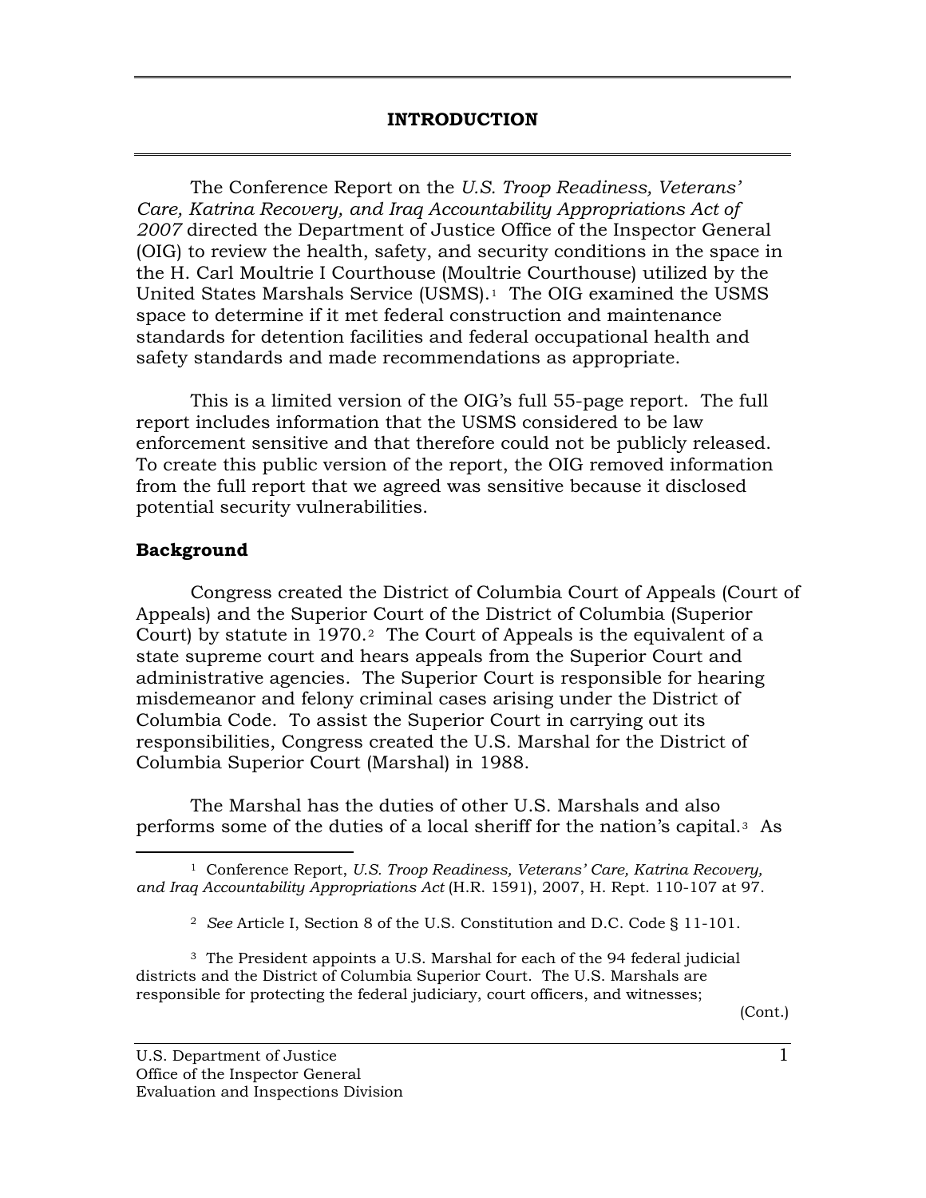# INTRODUCTION

The Conference Report on the *U.S. Troop Readiness, Veterans' Care, Katrina Recovery, and Iraq Accountability Appropriations Act of 2007* directed the Department of Justice Office of the Inspector General (OIG) to review the health, safety, and security conditions in the space in the H. Carl Moultrie I Courthouse (Moultrie Courthouse) utilized by the United States Marshals Service (USMS).[1] The OIG examined the USMS space to determine if it met federal construction and maintenance standards for detention facilities and federal occupational health and safety standards and made recommendations as appropriate.

This is a limited version of the OIG's full 55-page report. The full report includes information that the USMS considered to be law enforcement sensitive and that therefore could not be publicly released. To create this public version of the report, the OIG removed information from the full report that we agreed was sensitive because it disclosed potential security vulnerabilities.

## Background

Congress created the District of Columbia Court of Appeals (Court of Appeals) and the Superior Court of the District of Columbia (Superior Court) by statute in 1970.[2] The Court of Appeals is the equivalent of a state supreme court and hears appeals from the Superior Court and administrative agencies. The Superior Court is responsible for hearing misdemeanor and felony criminal cases arising under the District of Columbia Code. To assist the Superior Court in carrying out its responsibilities, Congress created the U.S. Marshal for the District of Columbia Superior Court (Marshal) in 1988.

The Marshal has the duties of other U.S. Marshals and also performs some of the duties of a local sheriff for the nation's capital.[3] As

---

[1] Conference Report, *U.S. Troop Readiness, Veterans' Care, Katrina Recovery, and Iraq Accountability Appropriations Act* (H.R. 1591), 2007, H. Rept. 110-107 at 97.

[2] *See* Article I, Section 8 of the U.S. Constitution and D.C. Code § 11-101.

[3] The President appoints a U.S. Marshal for each of the 94 federal judicial districts and the District of Columbia Superior Court. The U.S. Marshals are responsible for protecting the federal judiciary, court officers, and witnesses;

(Cont.)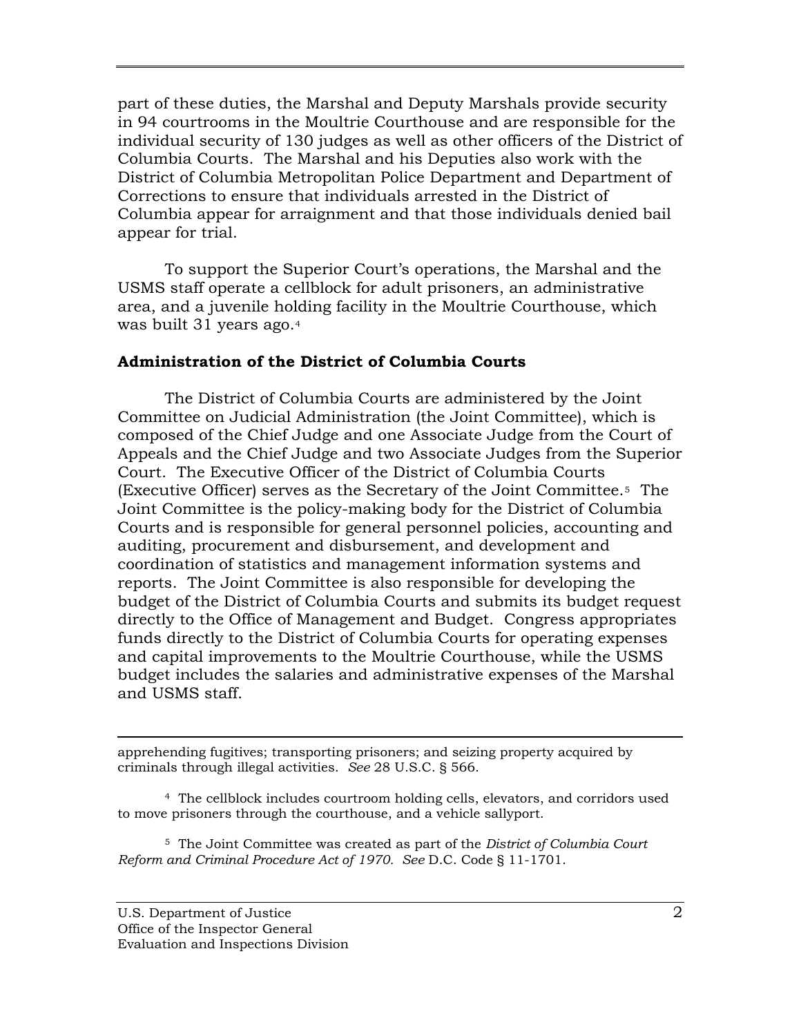part of these duties, the Marshal and Deputy Marshals provide security in 94 courtrooms in the Moultrie Courthouse and are responsible for the individual security of 130 judges as well as other officers of the District of Columbia Courts. The Marshal and his Deputies also work with the District of Columbia Metropolitan Police Department and Department of Corrections to ensure that individuals arrested in the District of Columbia appear for arraignment and that those individuals denied bail appear for trial.

To support the Superior Court's operations, the Marshal and the USMS staff operate a cellblock for adult prisoners, an administrative area, and a juvenile holding facility in the Moultrie Courthouse, which was built 31 years ago.[4]

### Administration of the District of Columbia Courts

The District of Columbia Courts are administered by the Joint Committee on Judicial Administration (the Joint Committee), which is composed of the Chief Judge and one Associate Judge from the Court of Appeals and the Chief Judge and two Associate Judges from the Superior Court. The Executive Officer of the District of Columbia Courts (Executive Officer) serves as the Secretary of the Joint Committee.[5] The Joint Committee is the policy-making body for the District of Columbia Courts and is responsible for general personnel policies, accounting and auditing, procurement and disbursement, and development and coordination of statistics and management information systems and reports. The Joint Committee is also responsible for developing the budget of the District of Columbia Courts and submits its budget request directly to the Office of Management and Budget. Congress appropriates funds directly to the District of Columbia Courts for operating expenses and capital improvements to the Moultrie Courthouse, while the USMS budget includes the salaries and administrative expenses of the Marshal and USMS staff.

---

apprehending fugitives; transporting prisoners; and seizing property acquired by criminals through illegal activities. *See* 28 U.S.C. § 566.

[4] The cellblock includes courtroom holding cells, elevators, and corridors used to move prisoners through the courthouse, and a vehicle sallyport.

[5] The Joint Committee was created as part of the *District of Columbia Court Reform and Criminal Procedure Act of 1970. See* D.C. Code § 11-1701.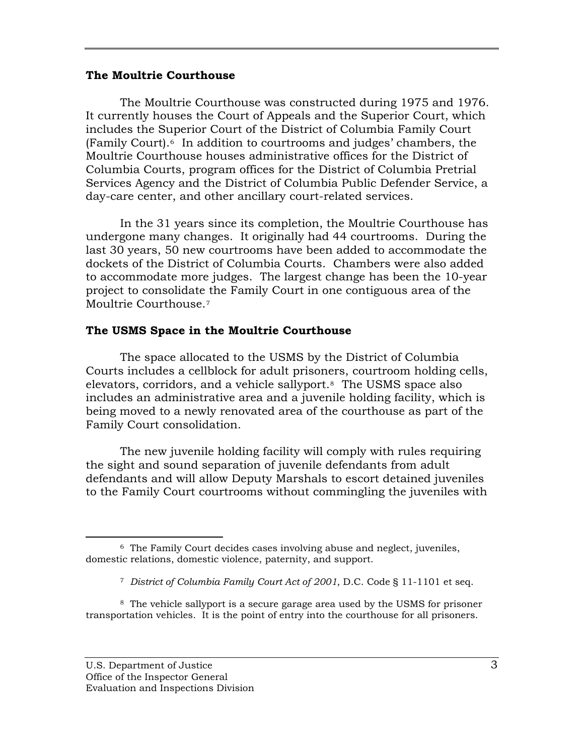### The Moultrie Courthouse

The Moultrie Courthouse was constructed during 1975 and 1976. It currently houses the Court of Appeals and the Superior Court, which includes the Superior Court of the District of Columbia Family Court (Family Court).[6] In addition to courtrooms and judges' chambers, the Moultrie Courthouse houses administrative offices for the District of Columbia Courts, program offices for the District of Columbia Pretrial Services Agency and the District of Columbia Public Defender Service, a day-care center, and other ancillary court-related services.

In the 31 years since its completion, the Moultrie Courthouse has undergone many changes. It originally had 44 courtrooms. During the last 30 years, 50 new courtrooms have been added to accommodate the dockets of the District of Columbia Courts. Chambers were also added to accommodate more judges. The largest change has been the 10-year project to consolidate the Family Court in one contiguous area of the Moultrie Courthouse.[7]

### The USMS Space in the Moultrie Courthouse

The space allocated to the USMS by the District of Columbia Courts includes a cellblock for adult prisoners, courtroom holding cells, elevators, corridors, and a vehicle sallyport.[8] The USMS space also includes an administrative area and a juvenile holding facility, which is being moved to a newly renovated area of the courthouse as part of the Family Court consolidation.

The new juvenile holding facility will comply with rules requiring the sight and sound separation of juvenile defendants from adult defendants and will allow Deputy Marshals to escort detained juveniles to the Family Court courtrooms without commingling the juveniles with

---

[6] The Family Court decides cases involving abuse and neglect, juveniles, domestic relations, domestic violence, paternity, and support.

[7] *District of Columbia Family Court Act of 2001*, D.C. Code § 11-1101 et seq.

[8] The vehicle sallyport is a secure garage area used by the USMS for prisoner transportation vehicles. It is the point of entry into the courthouse for all prisoners.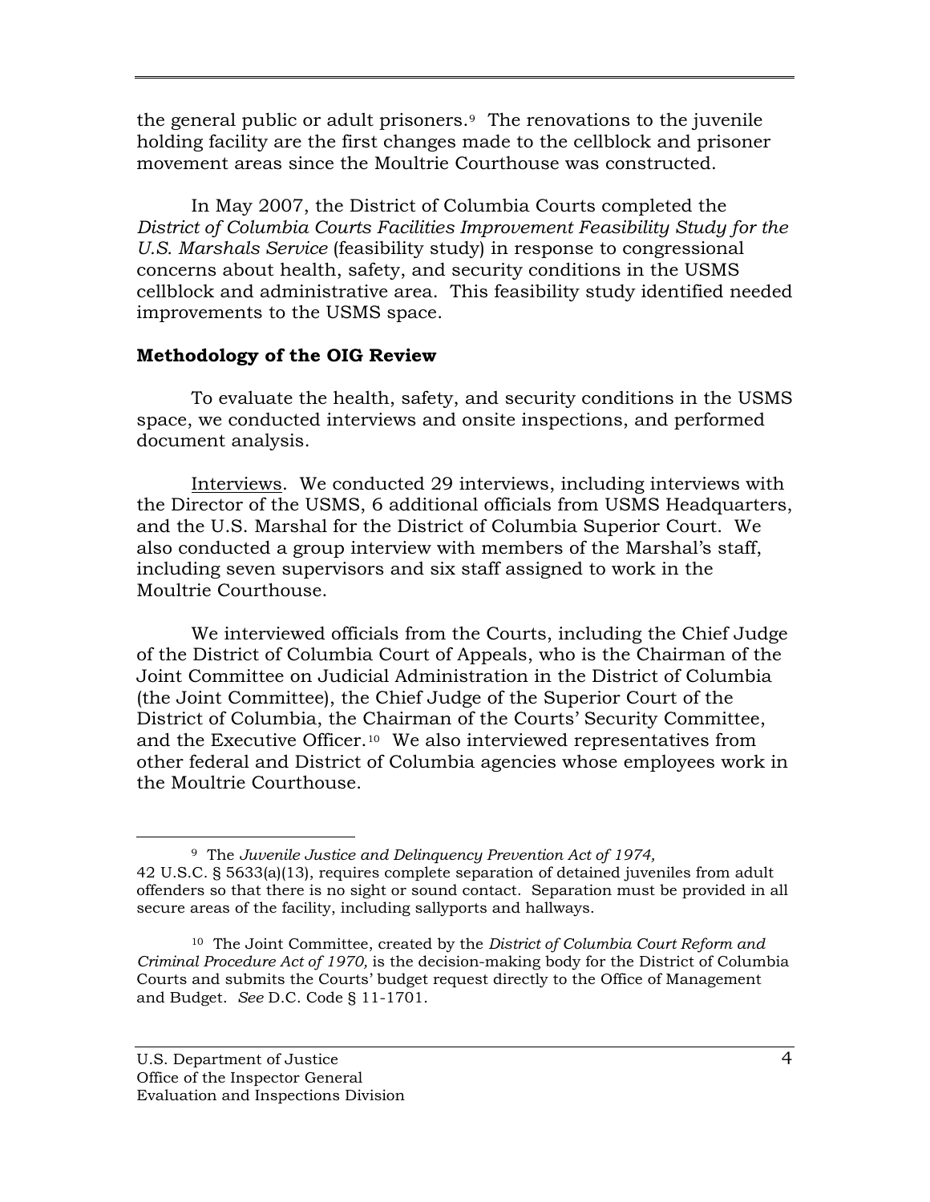the general public or adult prisoners.[9] The renovations to the juvenile holding facility are the first changes made to the cellblock and prisoner movement areas since the Moultrie Courthouse was constructed.

In May 2007, the District of Columbia Courts completed the *District of Columbia Courts Facilities Improvement Feasibility Study for the U.S. Marshals Service* (feasibility study) in response to congressional concerns about health, safety, and security conditions in the USMS cellblock and administrative area. This feasibility study identified needed improvements to the USMS space.

**Methodology of the OIG Review**

To evaluate the health, safety, and security conditions in the USMS space, we conducted interviews and onsite inspections, and performed document analysis.

Interviews. We conducted 29 interviews, including interviews with the Director of the USMS, 6 additional officials from USMS Headquarters, and the U.S. Marshal for the District of Columbia Superior Court. We also conducted a group interview with members of the Marshal's staff, including seven supervisors and six staff assigned to work in the Moultrie Courthouse.

We interviewed officials from the Courts, including the Chief Judge of the District of Columbia Court of Appeals, who is the Chairman of the Joint Committee on Judicial Administration in the District of Columbia (the Joint Committee), the Chief Judge of the Superior Court of the District of Columbia, the Chairman of the Courts' Security Committee, and the Executive Officer.[10] We also interviewed representatives from other federal and District of Columbia agencies whose employees work in the Moultrie Courthouse.

---

[9] The *Juvenile Justice and Delinquency Prevention Act of 1974,* 42 U.S.C. § 5633(a)(13), requires complete separation of detained juveniles from adult offenders so that there is no sight or sound contact. Separation must be provided in all secure areas of the facility, including sallyports and hallways.

[10] The Joint Committee, created by the *District of Columbia Court Reform and Criminal Procedure Act of 1970,* is the decision-making body for the District of Columbia Courts and submits the Courts' budget request directly to the Office of Management and Budget. *See* D.C. Code § 11-1701.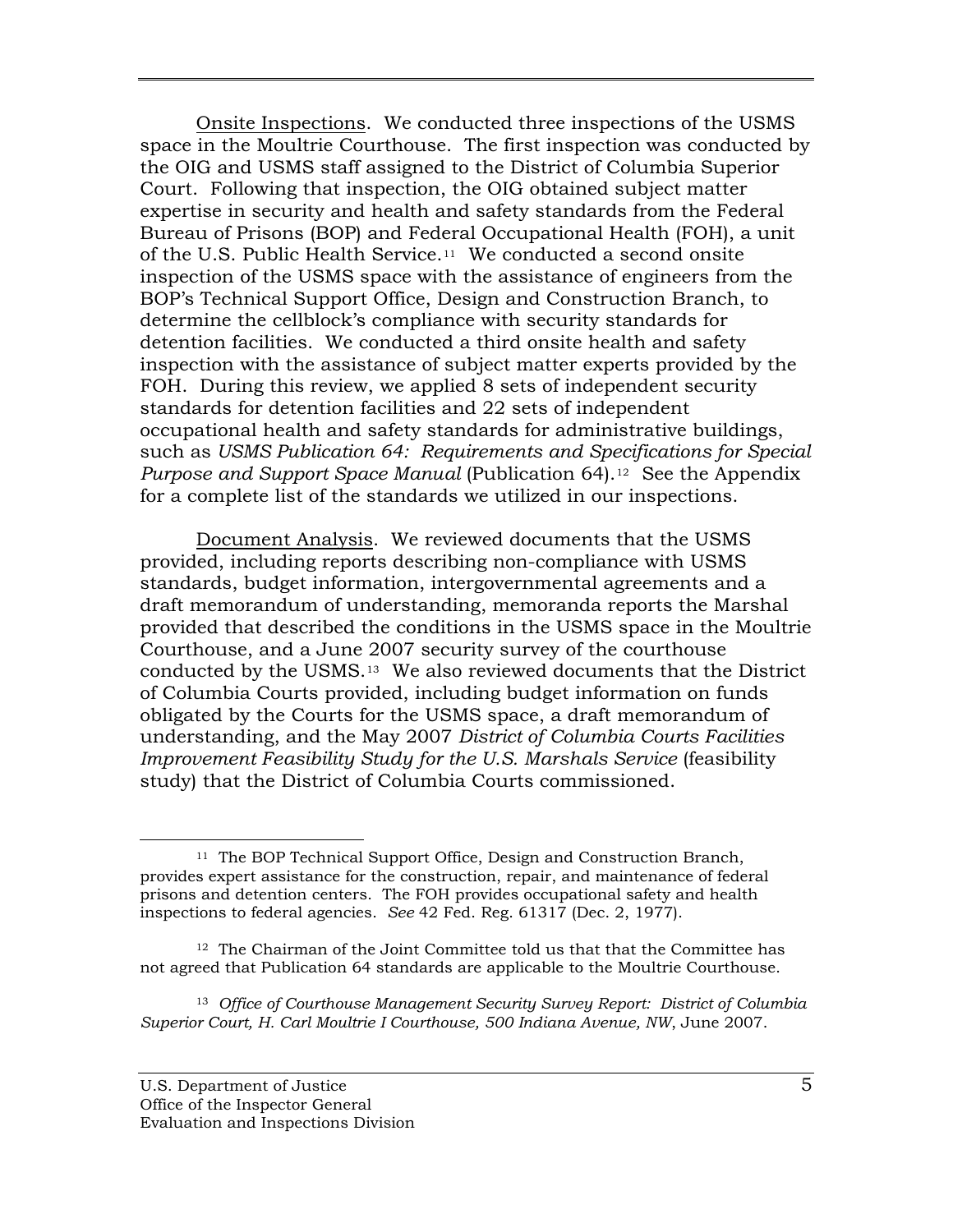Onsite Inspections. We conducted three inspections of the USMS space in the Moultrie Courthouse. The first inspection was conducted by the OIG and USMS staff assigned to the District of Columbia Superior Court. Following that inspection, the OIG obtained subject matter expertise in security and health and safety standards from the Federal Bureau of Prisons (BOP) and Federal Occupational Health (FOH), a unit of the U.S. Public Health Service.[11] We conducted a second onsite inspection of the USMS space with the assistance of engineers from the BOP's Technical Support Office, Design and Construction Branch, to determine the cellblock's compliance with security standards for detention facilities. We conducted a third onsite health and safety inspection with the assistance of subject matter experts provided by the FOH. During this review, we applied 8 sets of independent security standards for detention facilities and 22 sets of independent occupational health and safety standards for administrative buildings, such as *USMS Publication 64: Requirements and Specifications for Special Purpose and Support Space Manual* (Publication 64).[12] See the Appendix for a complete list of the standards we utilized in our inspections.

Document Analysis. We reviewed documents that the USMS provided, including reports describing non-compliance with USMS standards, budget information, intergovernmental agreements and a draft memorandum of understanding, memoranda reports the Marshal provided that described the conditions in the USMS space in the Moultrie Courthouse, and a June 2007 security survey of the courthouse conducted by the USMS.[13] We also reviewed documents that the District of Columbia Courts provided, including budget information on funds obligated by the Courts for the USMS space, a draft memorandum of understanding, and the May 2007 *District of Columbia Courts Facilities Improvement Feasibility Study for the U.S. Marshals Service* (feasibility study) that the District of Columbia Courts commissioned.

---

[11] The BOP Technical Support Office, Design and Construction Branch, provides expert assistance for the construction, repair, and maintenance of federal prisons and detention centers. The FOH provides occupational safety and health inspections to federal agencies. *See* 42 Fed. Reg. 61317 (Dec. 2, 1977).

[12] The Chairman of the Joint Committee told us that that the Committee has not agreed that Publication 64 standards are applicable to the Moultrie Courthouse.

[13] *Office of Courthouse Management Security Survey Report: District of Columbia Superior Court, H. Carl Moultrie I Courthouse, 500 Indiana Avenue, NW*, June 2007.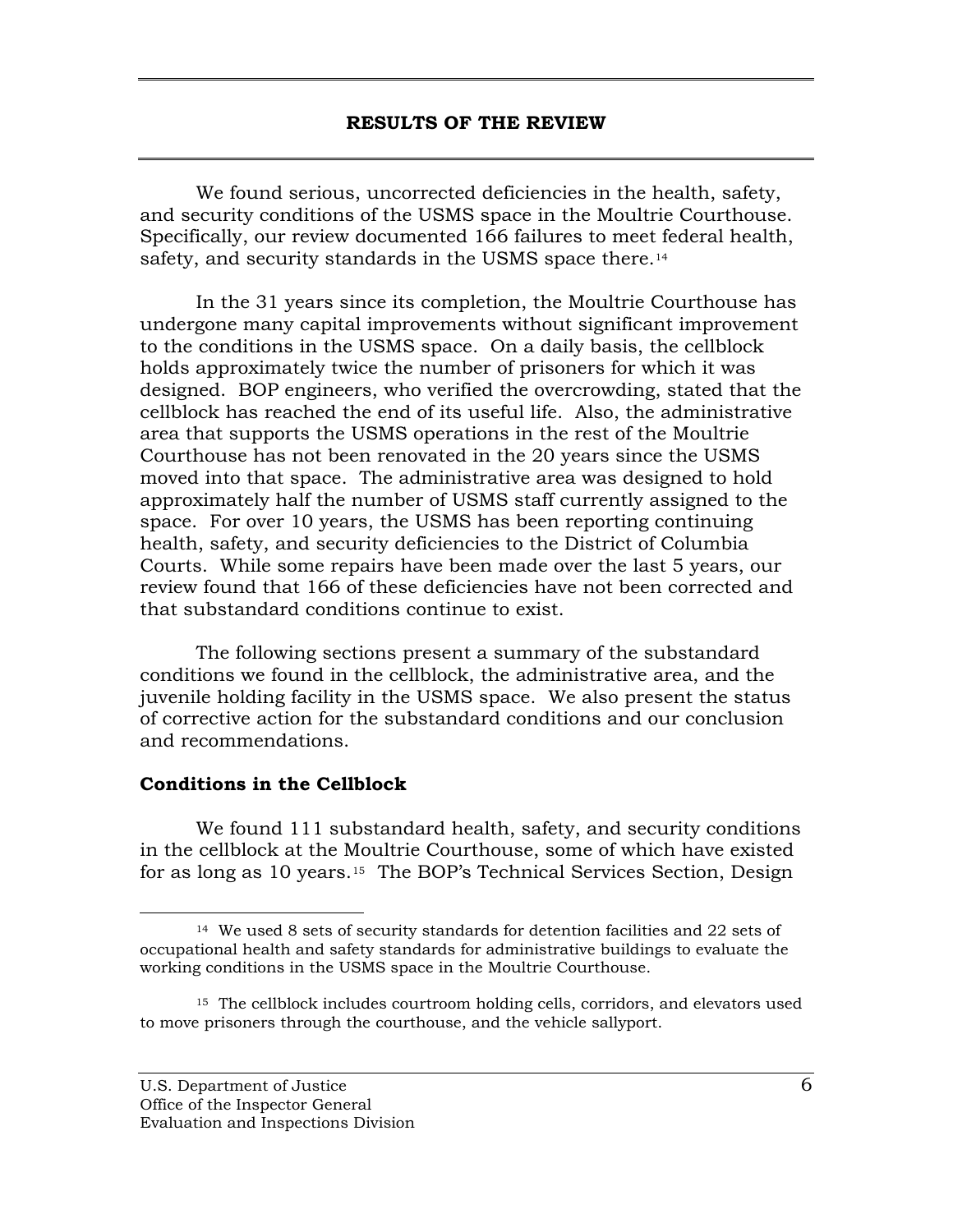## RESULTS OF THE REVIEW

We found serious, uncorrected deficiencies in the health, safety, and security conditions of the USMS space in the Moultrie Courthouse. Specifically, our review documented 166 failures to meet federal health, safety, and security standards in the USMS space there.[14]

In the 31 years since its completion, the Moultrie Courthouse has undergone many capital improvements without significant improvement to the conditions in the USMS space. On a daily basis, the cellblock holds approximately twice the number of prisoners for which it was designed. BOP engineers, who verified the overcrowding, stated that the cellblock has reached the end of its useful life. Also, the administrative area that supports the USMS operations in the rest of the Moultrie Courthouse has not been renovated in the 20 years since the USMS moved into that space. The administrative area was designed to hold approximately half the number of USMS staff currently assigned to the space. For over 10 years, the USMS has been reporting continuing health, safety, and security deficiencies to the District of Columbia Courts. While some repairs have been made over the last 5 years, our review found that 166 of these deficiencies have not been corrected and that substandard conditions continue to exist.

The following sections present a summary of the substandard conditions we found in the cellblock, the administrative area, and the juvenile holding facility in the USMS space. We also present the status of corrective action for the substandard conditions and our conclusion and recommendations.

### Conditions in the Cellblock

We found 111 substandard health, safety, and security conditions in the cellblock at the Moultrie Courthouse, some of which have existed for as long as 10 years.[15] The BOP's Technical Services Section, Design

---

[14] We used 8 sets of security standards for detention facilities and 22 sets of occupational health and safety standards for administrative buildings to evaluate the working conditions in the USMS space in the Moultrie Courthouse.

[15] The cellblock includes courtroom holding cells, corridors, and elevators used to move prisoners through the courthouse, and the vehicle sallyport.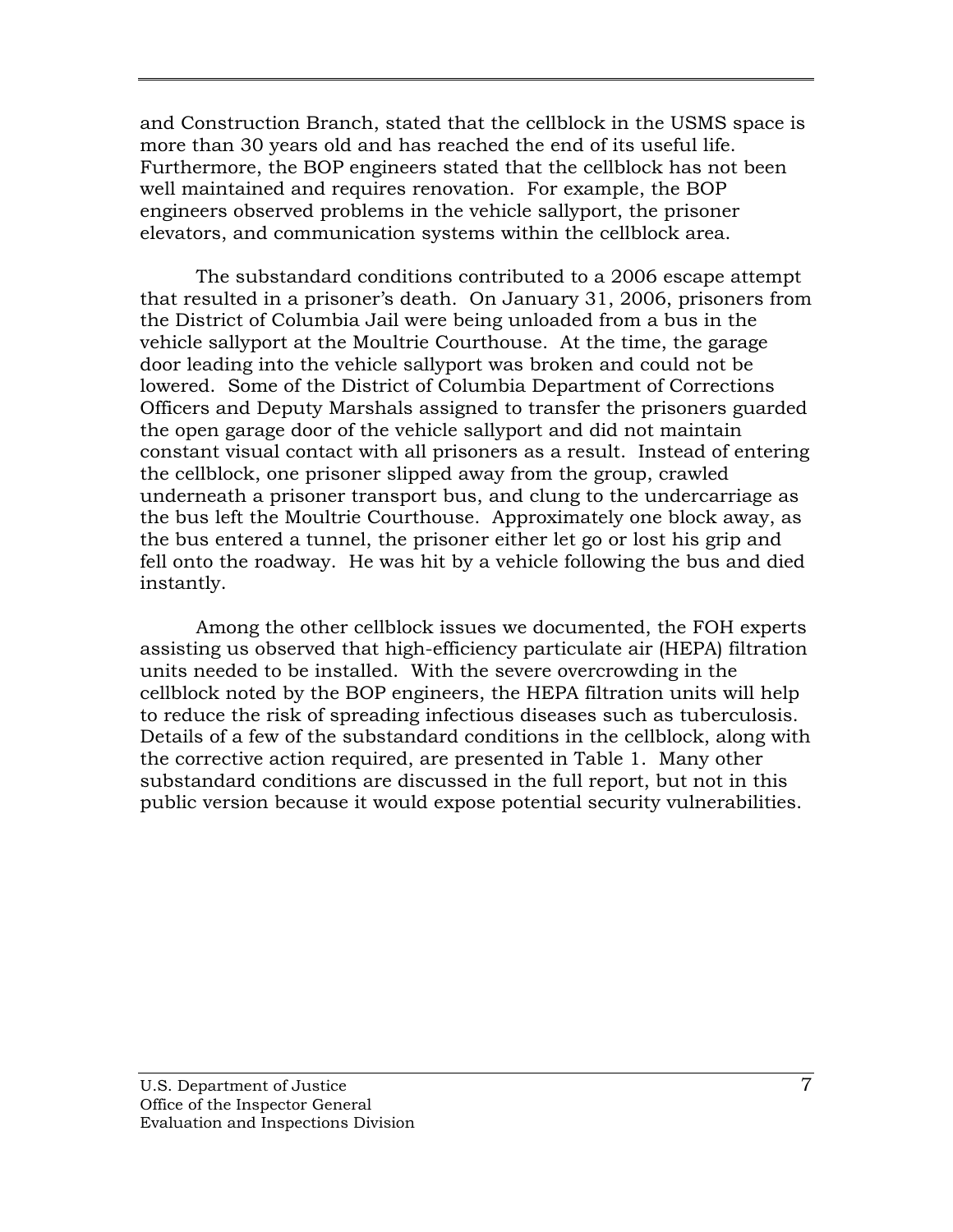and Construction Branch, stated that the cellblock in the USMS space is more than 30 years old and has reached the end of its useful life. Furthermore, the BOP engineers stated that the cellblock has not been well maintained and requires renovation. For example, the BOP engineers observed problems in the vehicle sallyport, the prisoner elevators, and communication systems within the cellblock area.

The substandard conditions contributed to a 2006 escape attempt that resulted in a prisoner's death. On January 31, 2006, prisoners from the District of Columbia Jail were being unloaded from a bus in the vehicle sallyport at the Moultrie Courthouse. At the time, the garage door leading into the vehicle sallyport was broken and could not be lowered. Some of the District of Columbia Department of Corrections Officers and Deputy Marshals assigned to transfer the prisoners guarded the open garage door of the vehicle sallyport and did not maintain constant visual contact with all prisoners as a result. Instead of entering the cellblock, one prisoner slipped away from the group, crawled underneath a prisoner transport bus, and clung to the undercarriage as the bus left the Moultrie Courthouse. Approximately one block away, as the bus entered a tunnel, the prisoner either let go or lost his grip and fell onto the roadway. He was hit by a vehicle following the bus and died instantly.

Among the other cellblock issues we documented, the FOH experts assisting us observed that high-efficiency particulate air (HEPA) filtration units needed to be installed. With the severe overcrowding in the cellblock noted by the BOP engineers, the HEPA filtration units will help to reduce the risk of spreading infectious diseases such as tuberculosis. Details of a few of the substandard conditions in the cellblock, along with the corrective action required, are presented in Table 1. Many other substandard conditions are discussed in the full report, but not in this public version because it would expose potential security vulnerabilities.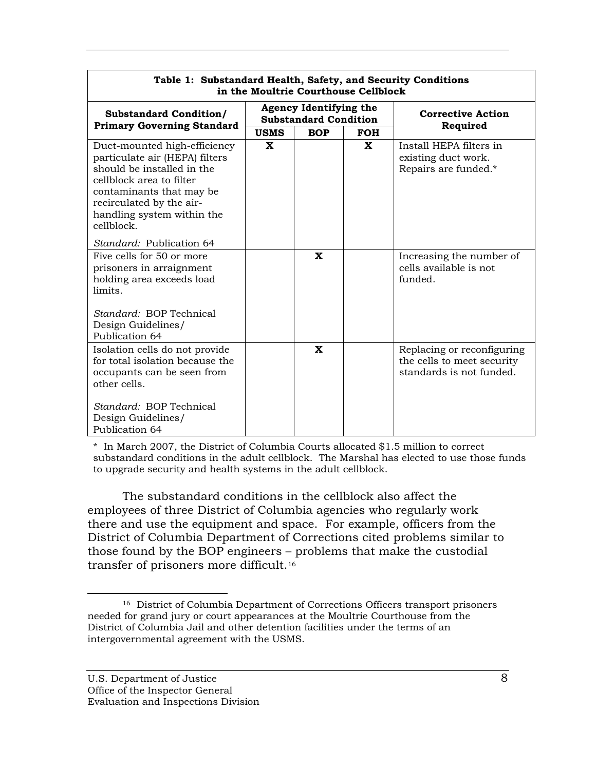**Table 1: Substandard Health, Safety, and Security Conditions in the Moultrie Courthouse Cellblock**

| Substandard Condition/ Primary Governing Standard | Agency Identifying the Substandard Condition | | | Corrective Action Required |
|---|---|---|---|---|
| | USMS | BOP | FOH | |
| Duct-mounted high-efficiency particulate air (HEPA) filters should be installed in the cellblock area to filter contaminants that may be recirculated by the air-handling system within the cellblock. *Standard:* Publication 64 | X | | X | Install HEPA filters in existing duct work. Repairs are funded.* |
| Five cells for 50 or more prisoners in arraignment holding area exceeds load limits. *Standard:* BOP Technical Design Guidelines/ Publication 64 | | X | | Increasing the number of cells available is not funded. |
| Isolation cells do not provide for total isolation because the occupants can be seen from other cells. *Standard:* BOP Technical Design Guidelines/ Publication 64 | | X | | Replacing or reconfiguring the cells to meet security standards is not funded. |

\* In March 2007, the District of Columbia Courts allocated $1.5 million to correct substandard conditions in the adult cellblock. The Marshal has elected to use those funds to upgrade security and health systems in the adult cellblock.

The substandard conditions in the cellblock also affect the employees of three District of Columbia agencies who regularly work there and use the equipment and space. For example, officers from the District of Columbia Department of Corrections cited problems similar to those found by the BOP engineers – problems that make the custodial transfer of prisoners more difficult.[16]

[16] District of Columbia Department of Corrections Officers transport prisoners needed for grand jury or court appearances at the Moultrie Courthouse from the District of Columbia Jail and other detention facilities under the terms of an intergovernmental agreement with the USMS.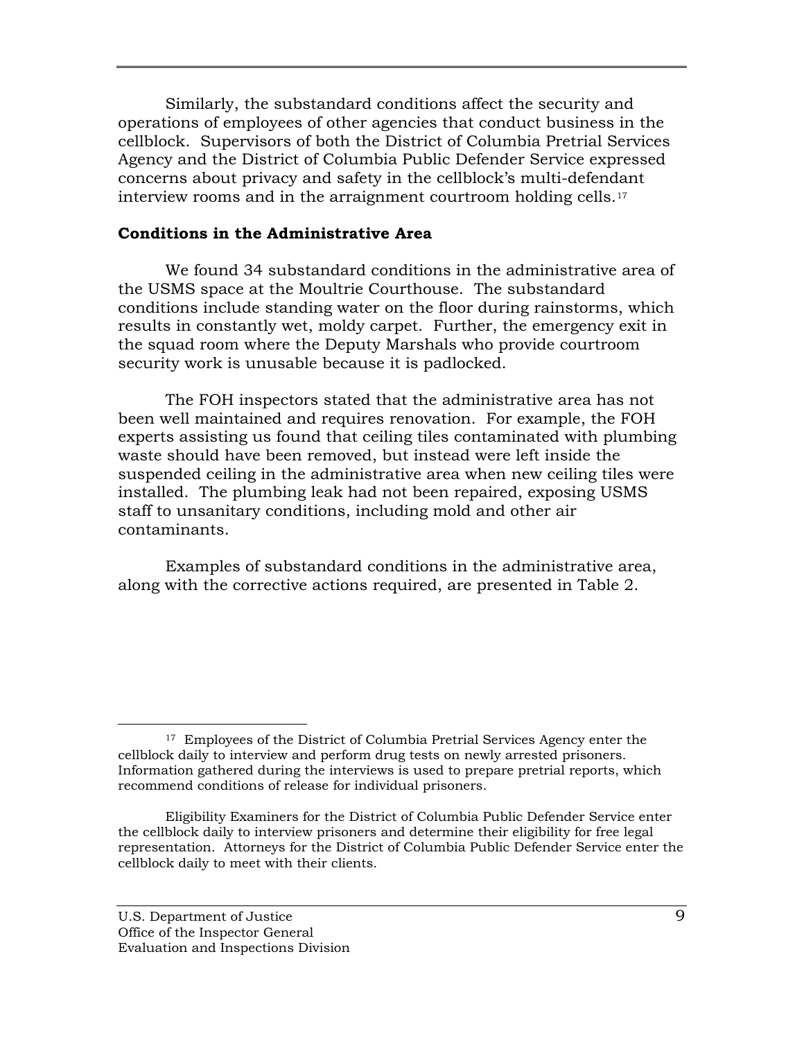Similarly, the substandard conditions affect the security and operations of employees of other agencies that conduct business in the cellblock. Supervisors of both the District of Columbia Pretrial Services Agency and the District of Columbia Public Defender Service expressed concerns about privacy and safety in the cellblock's multi-defendant interview rooms and in the arraignment courtroom holding cells.[17]

**Conditions in the Administrative Area**

We found 34 substandard conditions in the administrative area of the USMS space at the Moultrie Courthouse. The substandard conditions include standing water on the floor during rainstorms, which results in constantly wet, moldy carpet. Further, the emergency exit in the squad room where the Deputy Marshals who provide courtroom security work is unusable because it is padlocked.

The FOH inspectors stated that the administrative area has not been well maintained and requires renovation. For example, the FOH experts assisting us found that ceiling tiles contaminated with plumbing waste should have been removed, but instead were left inside the suspended ceiling in the administrative area when new ceiling tiles were installed. The plumbing leak had not been repaired, exposing USMS staff to unsanitary conditions, including mold and other air contaminants.

Examples of substandard conditions in the administrative area, along with the corrective actions required, are presented in Table 2.

---

[17] Employees of the District of Columbia Pretrial Services Agency enter the cellblock daily to interview and perform drug tests on newly arrested prisoners. Information gathered during the interviews is used to prepare pretrial reports, which recommend conditions of release for individual prisoners.

Eligibility Examiners for the District of Columbia Public Defender Service enter the cellblock daily to interview prisoners and determine their eligibility for free legal representation. Attorneys for the District of Columbia Public Defender Service enter the cellblock daily to meet with their clients.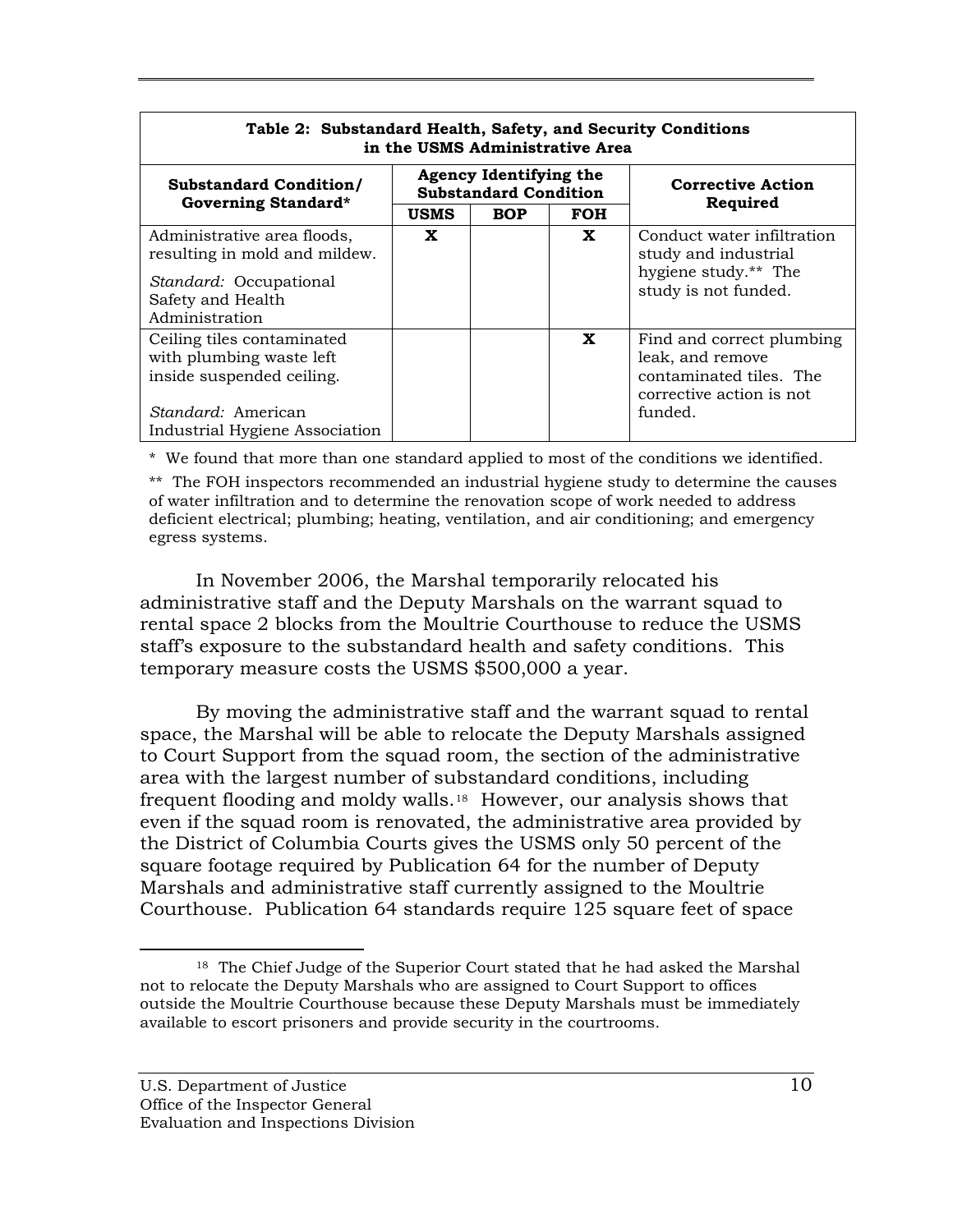**Table 2: Substandard Health, Safety, and Security Conditions in the USMS Administrative Area**

| Substandard Condition/ Governing Standard* | Agency Identifying the Substandard Condition | | | Corrective Action Required |
|---|---|---|---|---|
| | USMS | BOP | FOH | |
| Administrative area floods, resulting in mold and mildew. *Standard:* Occupational Safety and Health Administration | X | | X | Conduct water infiltration study and industrial hygiene study.** The study is not funded. |
| Ceiling tiles contaminated with plumbing waste left inside suspended ceiling. *Standard:* American Industrial Hygiene Association | | | X | Find and correct plumbing leak, and remove contaminated tiles. The corrective action is not funded. |

\* We found that more than one standard applied to most of the conditions we identified.

\*\* The FOH inspectors recommended an industrial hygiene study to determine the causes of water infiltration and to determine the renovation scope of work needed to address deficient electrical; plumbing; heating, ventilation, and air conditioning; and emergency egress systems.

In November 2006, the Marshal temporarily relocated his administrative staff and the Deputy Marshals on the warrant squad to rental space 2 blocks from the Moultrie Courthouse to reduce the USMS staff's exposure to the substandard health and safety conditions. This temporary measure costs the USMS $500,000 a year.

By moving the administrative staff and the warrant squad to rental space, the Marshal will be able to relocate the Deputy Marshals assigned to Court Support from the squad room, the section of the administrative area with the largest number of substandard conditions, including frequent flooding and moldy walls.[18] However, our analysis shows that even if the squad room is renovated, the administrative area provided by the District of Columbia Courts gives the USMS only 50 percent of the square footage required by Publication 64 for the number of Deputy Marshals and administrative staff currently assigned to the Moultrie Courthouse. Publication 64 standards require 125 square feet of space

[18] The Chief Judge of the Superior Court stated that he had asked the Marshal not to relocate the Deputy Marshals who are assigned to Court Support to offices outside the Moultrie Courthouse because these Deputy Marshals must be immediately available to escort prisoners and provide security in the courtrooms.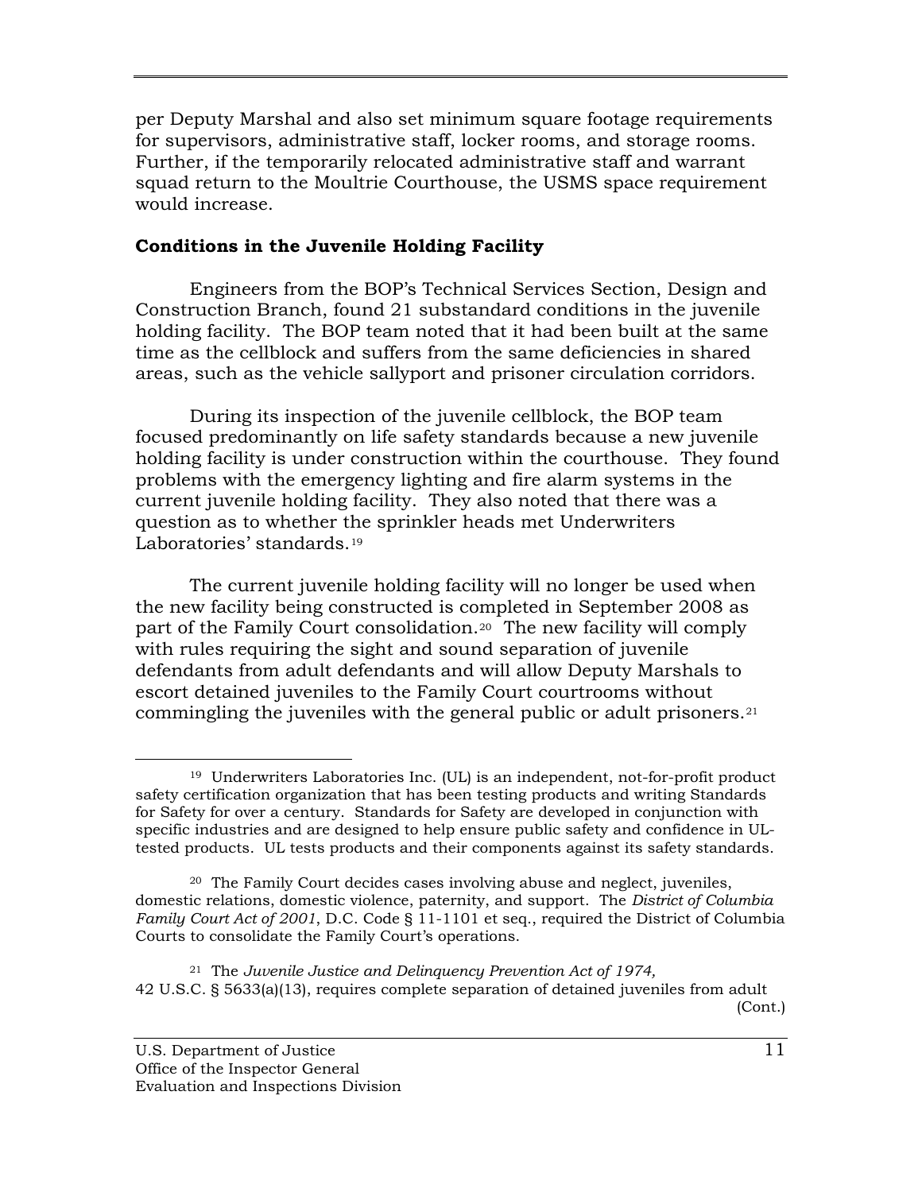per Deputy Marshal and also set minimum square footage requirements for supervisors, administrative staff, locker rooms, and storage rooms. Further, if the temporarily relocated administrative staff and warrant squad return to the Moultrie Courthouse, the USMS space requirement would increase.

### Conditions in the Juvenile Holding Facility

Engineers from the BOP's Technical Services Section, Design and Construction Branch, found 21 substandard conditions in the juvenile holding facility. The BOP team noted that it had been built at the same time as the cellblock and suffers from the same deficiencies in shared areas, such as the vehicle sallyport and prisoner circulation corridors.

During its inspection of the juvenile cellblock, the BOP team focused predominantly on life safety standards because a new juvenile holding facility is under construction within the courthouse. They found problems with the emergency lighting and fire alarm systems in the current juvenile holding facility. They also noted that there was a question as to whether the sprinkler heads met Underwriters Laboratories' standards.[19]

The current juvenile holding facility will no longer be used when the new facility being constructed is completed in September 2008 as part of the Family Court consolidation.[20] The new facility will comply with rules requiring the sight and sound separation of juvenile defendants from adult defendants and will allow Deputy Marshals to escort detained juveniles to the Family Court courtrooms without commingling the juveniles with the general public or adult prisoners.[21]

---

[19] Underwriters Laboratories Inc. (UL) is an independent, not-for-profit product safety certification organization that has been testing products and writing Standards for Safety for over a century. Standards for Safety are developed in conjunction with specific industries and are designed to help ensure public safety and confidence in UL-tested products. UL tests products and their components against its safety standards.

[20] The Family Court decides cases involving abuse and neglect, juveniles, domestic relations, domestic violence, paternity, and support. The *District of Columbia Family Court Act of 2001*, D.C. Code § 11-1101 et seq., required the District of Columbia Courts to consolidate the Family Court's operations.

[21] The *Juvenile Justice and Delinquency Prevention Act of 1974,* 42 U.S.C. § 5633(a)(13), requires complete separation of detained juveniles from adult (Cont.)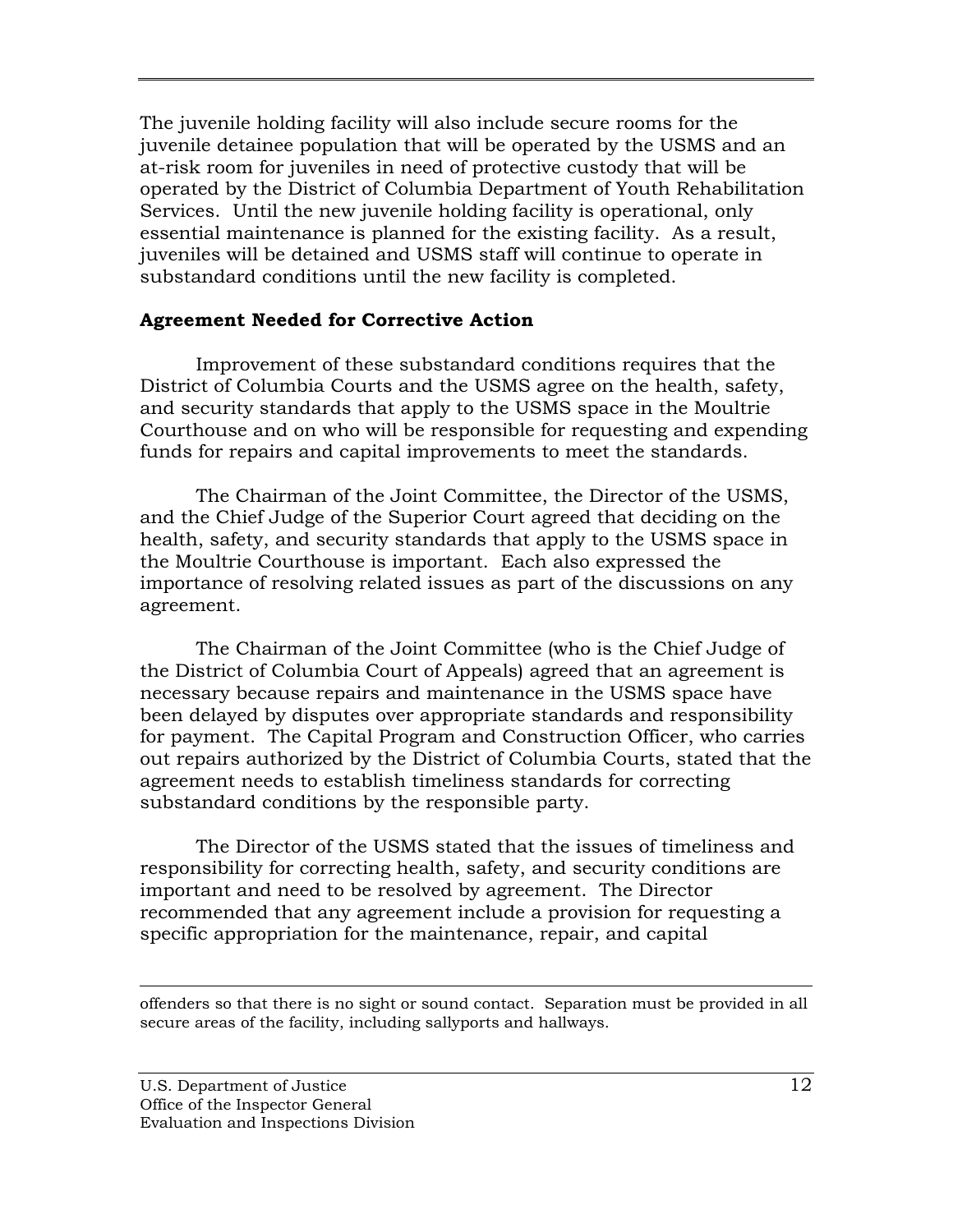The juvenile holding facility will also include secure rooms for the juvenile detainee population that will be operated by the USMS and an at-risk room for juveniles in need of protective custody that will be operated by the District of Columbia Department of Youth Rehabilitation Services. Until the new juvenile holding facility is operational, only essential maintenance is planned for the existing facility. As a result, juveniles will be detained and USMS staff will continue to operate in substandard conditions until the new facility is completed.

**Agreement Needed for Corrective Action**

Improvement of these substandard conditions requires that the District of Columbia Courts and the USMS agree on the health, safety, and security standards that apply to the USMS space in the Moultrie Courthouse and on who will be responsible for requesting and expending funds for repairs and capital improvements to meet the standards.

The Chairman of the Joint Committee, the Director of the USMS, and the Chief Judge of the Superior Court agreed that deciding on the health, safety, and security standards that apply to the USMS space in the Moultrie Courthouse is important. Each also expressed the importance of resolving related issues as part of the discussions on any agreement.

The Chairman of the Joint Committee (who is the Chief Judge of the District of Columbia Court of Appeals) agreed that an agreement is necessary because repairs and maintenance in the USMS space have been delayed by disputes over appropriate standards and responsibility for payment. The Capital Program and Construction Officer, who carries out repairs authorized by the District of Columbia Courts, stated that the agreement needs to establish timeliness standards for correcting substandard conditions by the responsible party.

The Director of the USMS stated that the issues of timeliness and responsibility for correcting health, safety, and security conditions are important and need to be resolved by agreement. The Director recommended that any agreement include a provision for requesting a specific appropriation for the maintenance, repair, and capital

---

offenders so that there is no sight or sound contact. Separation must be provided in all secure areas of the facility, including sallyports and hallways.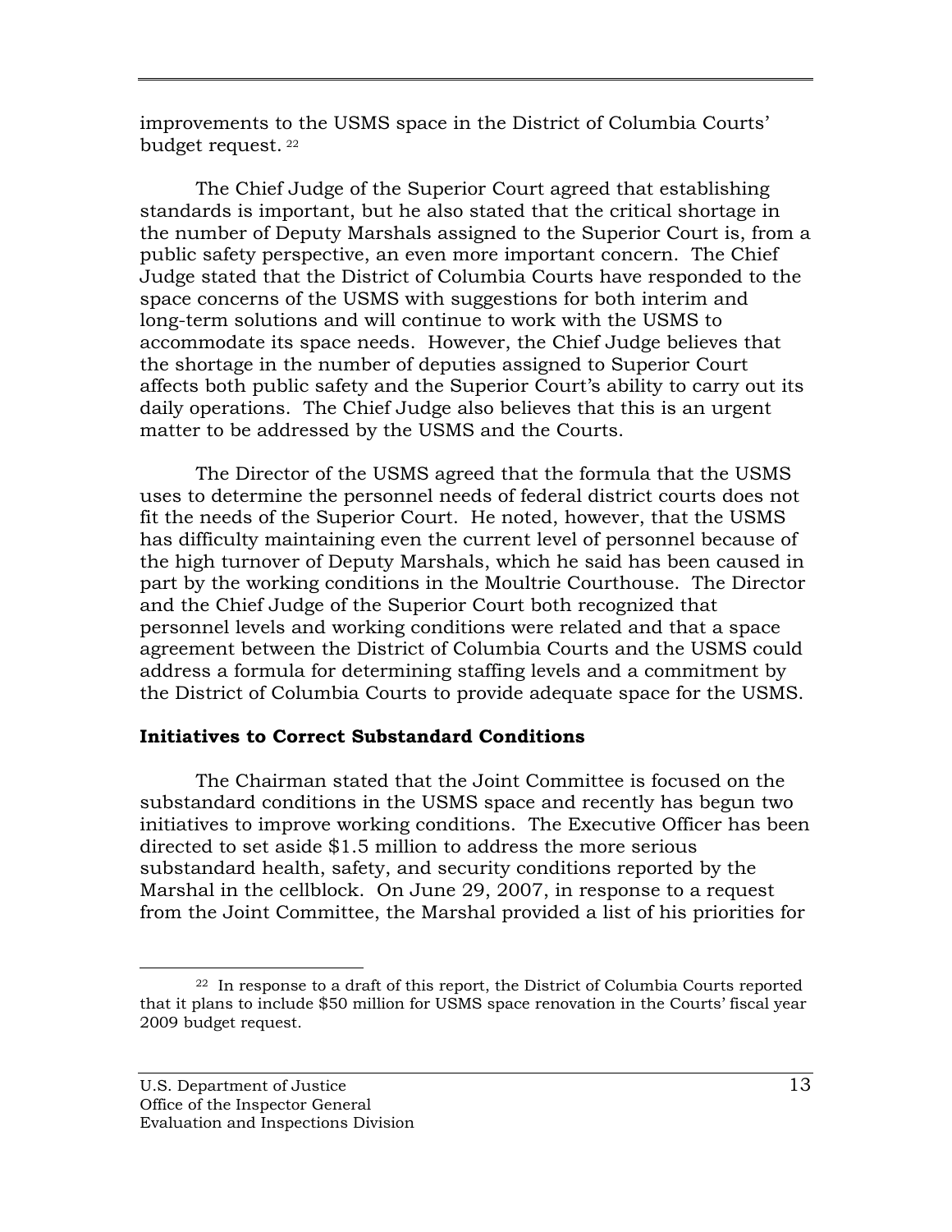improvements to the USMS space in the District of Columbia Courts' budget request.[22]

The Chief Judge of the Superior Court agreed that establishing standards is important, but he also stated that the critical shortage in the number of Deputy Marshals assigned to the Superior Court is, from a public safety perspective, an even more important concern. The Chief Judge stated that the District of Columbia Courts have responded to the space concerns of the USMS with suggestions for both interim and long-term solutions and will continue to work with the USMS to accommodate its space needs. However, the Chief Judge believes that the shortage in the number of deputies assigned to Superior Court affects both public safety and the Superior Court's ability to carry out its daily operations. The Chief Judge also believes that this is an urgent matter to be addressed by the USMS and the Courts.

The Director of the USMS agreed that the formula that the USMS uses to determine the personnel needs of federal district courts does not fit the needs of the Superior Court. He noted, however, that the USMS has difficulty maintaining even the current level of personnel because of the high turnover of Deputy Marshals, which he said has been caused in part by the working conditions in the Moultrie Courthouse. The Director and the Chief Judge of the Superior Court both recognized that personnel levels and working conditions were related and that a space agreement between the District of Columbia Courts and the USMS could address a formula for determining staffing levels and a commitment by the District of Columbia Courts to provide adequate space for the USMS.

**Initiatives to Correct Substandard Conditions**

The Chairman stated that the Joint Committee is focused on the substandard conditions in the USMS space and recently has begun two initiatives to improve working conditions. The Executive Officer has been directed to set aside $1.5 million to address the more serious substandard health, safety, and security conditions reported by the Marshal in the cellblock. On June 29, 2007, in response to a request from the Joint Committee, the Marshal provided a list of his priorities for

[22] In response to a draft of this report, the District of Columbia Courts reported that it plans to include $50 million for USMS space renovation in the Courts' fiscal year 2009 budget request.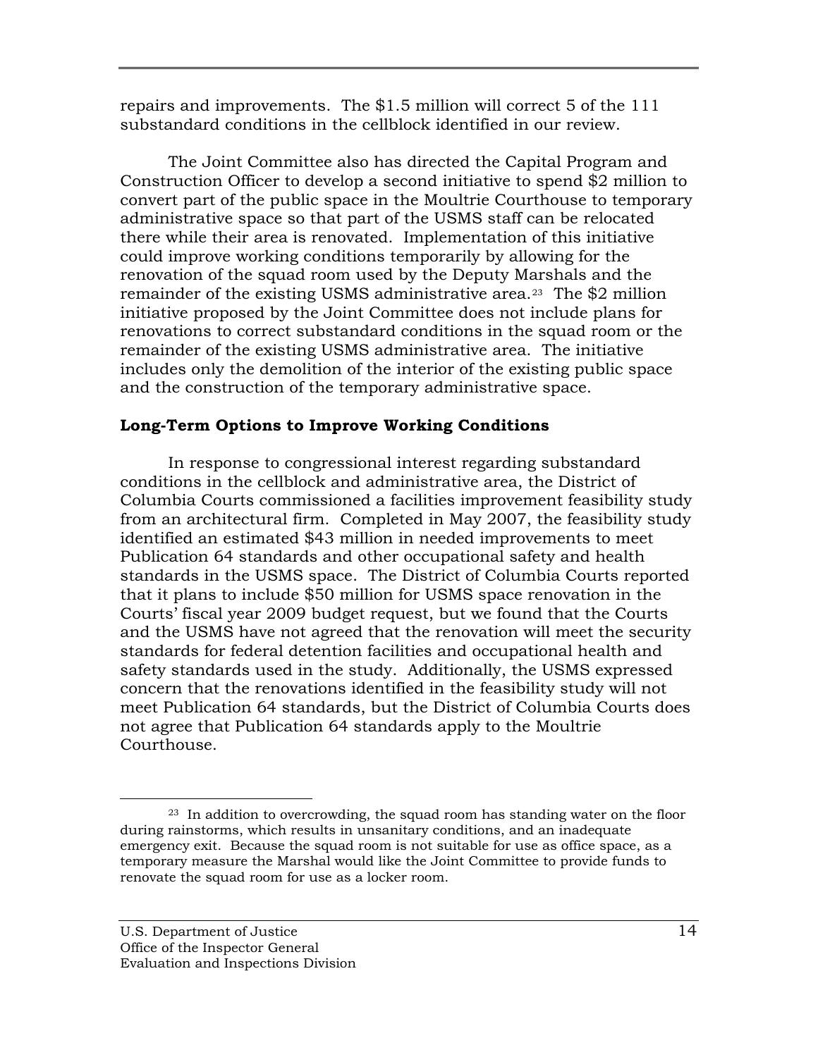repairs and improvements. The $1.5 million will correct 5 of the 111 substandard conditions in the cellblock identified in our review.

The Joint Committee also has directed the Capital Program and Construction Officer to develop a second initiative to spend $2 million to convert part of the public space in the Moultrie Courthouse to temporary administrative space so that part of the USMS staff can be relocated there while their area is renovated. Implementation of this initiative could improve working conditions temporarily by allowing for the renovation of the squad room used by the Deputy Marshals and the remainder of the existing USMS administrative area.[23] The $2 million initiative proposed by the Joint Committee does not include plans for renovations to correct substandard conditions in the squad room or the remainder of the existing USMS administrative area. The initiative includes only the demolition of the interior of the existing public space and the construction of the temporary administrative space.

**Long-Term Options to Improve Working Conditions**

In response to congressional interest regarding substandard conditions in the cellblock and administrative area, the District of Columbia Courts commissioned a facilities improvement feasibility study from an architectural firm. Completed in May 2007, the feasibility study identified an estimated $43 million in needed improvements to meet Publication 64 standards and other occupational safety and health standards in the USMS space. The District of Columbia Courts reported that it plans to include $50 million for USMS space renovation in the Courts' fiscal year 2009 budget request, but we found that the Courts and the USMS have not agreed that the renovation will meet the security standards for federal detention facilities and occupational health and safety standards used in the study. Additionally, the USMS expressed concern that the renovations identified in the feasibility study will not meet Publication 64 standards, but the District of Columbia Courts does not agree that Publication 64 standards apply to the Moultrie Courthouse.

---

[23] In addition to overcrowding, the squad room has standing water on the floor during rainstorms, which results in unsanitary conditions, and an inadequate emergency exit. Because the squad room is not suitable for use as office space, as a temporary measure the Marshal would like the Joint Committee to provide funds to renovate the squad room for use as a locker room.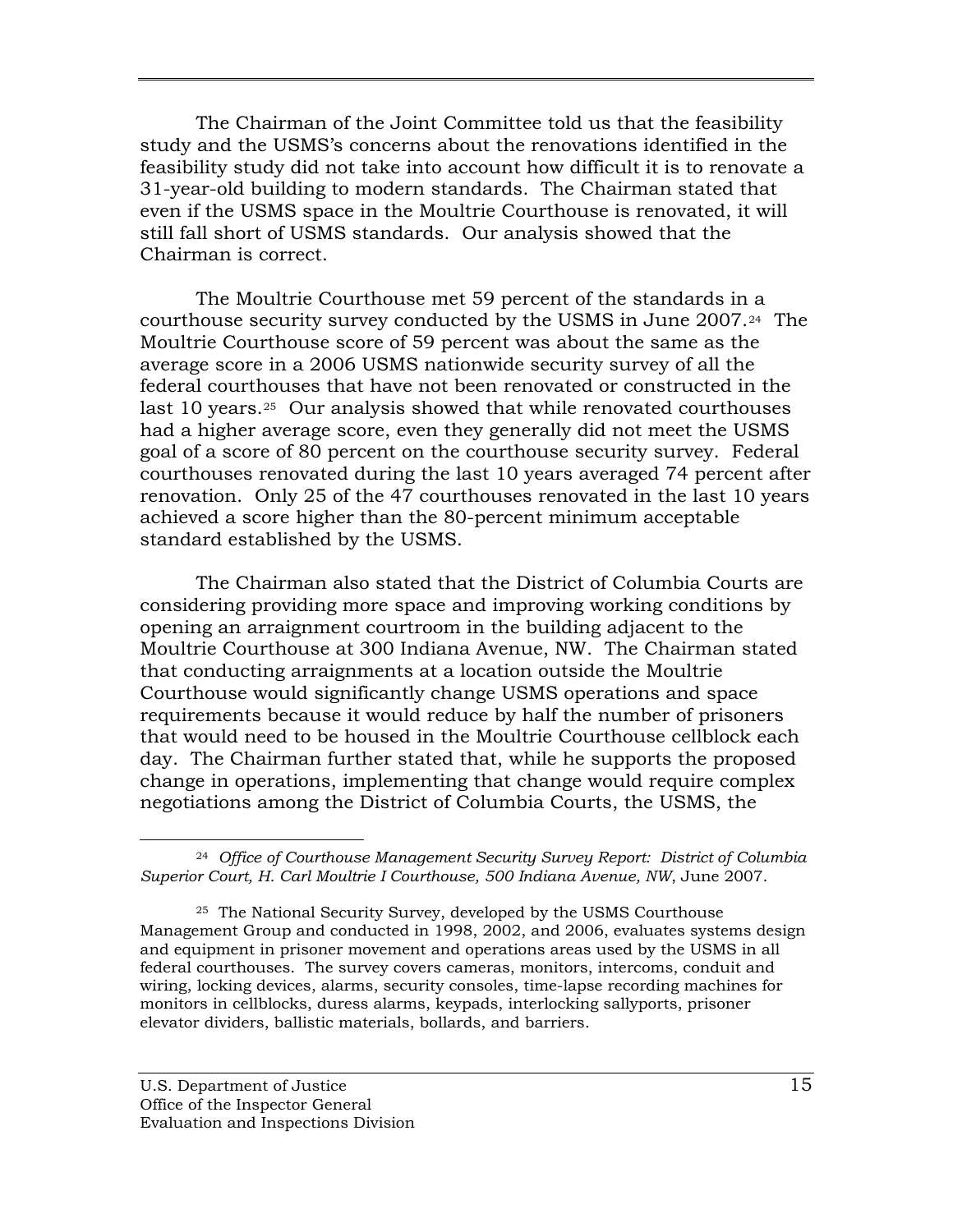The Chairman of the Joint Committee told us that the feasibility study and the USMS's concerns about the renovations identified in the feasibility study did not take into account how difficult it is to renovate a 31-year-old building to modern standards. The Chairman stated that even if the USMS space in the Moultrie Courthouse is renovated, it will still fall short of USMS standards. Our analysis showed that the Chairman is correct.

The Moultrie Courthouse met 59 percent of the standards in a courthouse security survey conducted by the USMS in June 2007.[24] The Moultrie Courthouse score of 59 percent was about the same as the average score in a 2006 USMS nationwide security survey of all the federal courthouses that have not been renovated or constructed in the last 10 years.[25] Our analysis showed that while renovated courthouses had a higher average score, even they generally did not meet the USMS goal of a score of 80 percent on the courthouse security survey. Federal courthouses renovated during the last 10 years averaged 74 percent after renovation. Only 25 of the 47 courthouses renovated in the last 10 years achieved a score higher than the 80-percent minimum acceptable standard established by the USMS.

The Chairman also stated that the District of Columbia Courts are considering providing more space and improving working conditions by opening an arraignment courtroom in the building adjacent to the Moultrie Courthouse at 300 Indiana Avenue, NW. The Chairman stated that conducting arraignments at a location outside the Moultrie Courthouse would significantly change USMS operations and space requirements because it would reduce by half the number of prisoners that would need to be housed in the Moultrie Courthouse cellblock each day. The Chairman further stated that, while he supports the proposed change in operations, implementing that change would require complex negotiations among the District of Columbia Courts, the USMS, the

---

[24] *Office of Courthouse Management Security Survey Report: District of Columbia Superior Court, H. Carl Moultrie I Courthouse, 500 Indiana Avenue, NW*, June 2007.

[25] The National Security Survey, developed by the USMS Courthouse Management Group and conducted in 1998, 2002, and 2006, evaluates systems design and equipment in prisoner movement and operations areas used by the USMS in all federal courthouses. The survey covers cameras, monitors, intercoms, conduit and wiring, locking devices, alarms, security consoles, time-lapse recording machines for monitors in cellblocks, duress alarms, keypads, interlocking sallyports, prisoner elevator dividers, ballistic materials, bollards, and barriers.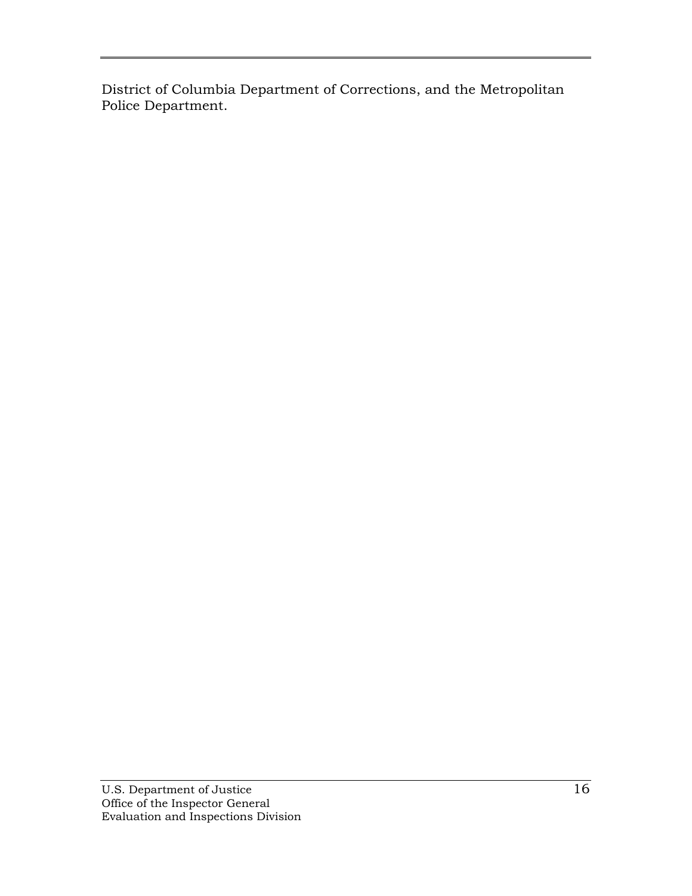District of Columbia Department of Corrections, and the Metropolitan Police Department.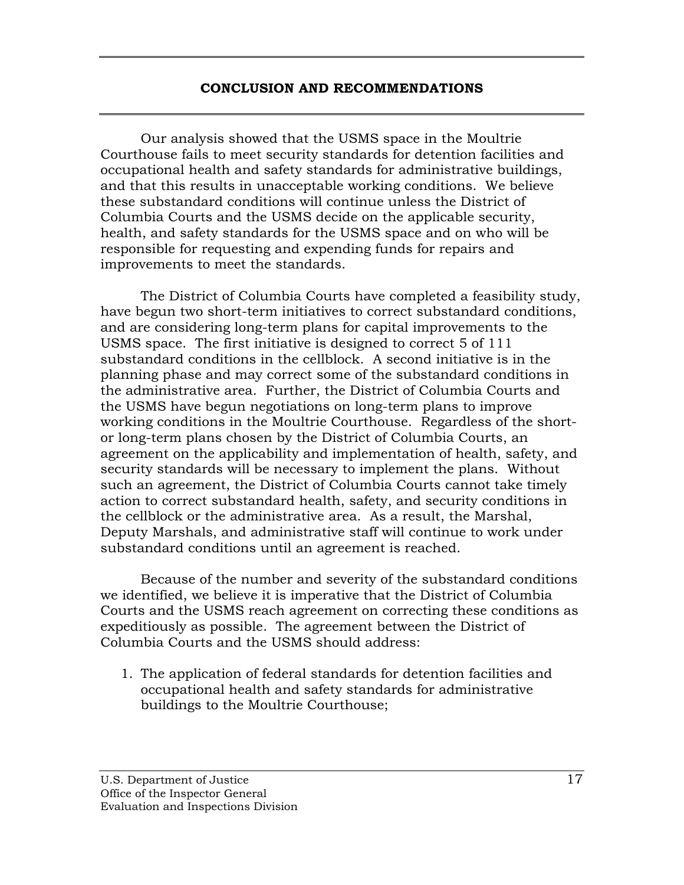## CONCLUSION AND RECOMMENDATIONS

Our analysis showed that the USMS space in the Moultrie Courthouse fails to meet security standards for detention facilities and occupational health and safety standards for administrative buildings, and that this results in unacceptable working conditions. We believe these substandard conditions will continue unless the District of Columbia Courts and the USMS decide on the applicable security, health, and safety standards for the USMS space and on who will be responsible for requesting and expending funds for repairs and improvements to meet the standards.

The District of Columbia Courts have completed a feasibility study, have begun two short-term initiatives to correct substandard conditions, and are considering long-term plans for capital improvements to the USMS space. The first initiative is designed to correct 5 of 111 substandard conditions in the cellblock. A second initiative is in the planning phase and may correct some of the substandard conditions in the administrative area. Further, the District of Columbia Courts and the USMS have begun negotiations on long-term plans to improve working conditions in the Moultrie Courthouse. Regardless of the short- or long-term plans chosen by the District of Columbia Courts, an agreement on the applicability and implementation of health, safety, and security standards will be necessary to implement the plans. Without such an agreement, the District of Columbia Courts cannot take timely action to correct substandard health, safety, and security conditions in the cellblock or the administrative area. As a result, the Marshal, Deputy Marshals, and administrative staff will continue to work under substandard conditions until an agreement is reached.

Because of the number and severity of the substandard conditions we identified, we believe it is imperative that the District of Columbia Courts and the USMS reach agreement on correcting these conditions as expeditiously as possible. The agreement between the District of Columbia Courts and the USMS should address:

1. The application of federal standards for detention facilities and occupational health and safety standards for administrative buildings to the Moultrie Courthouse;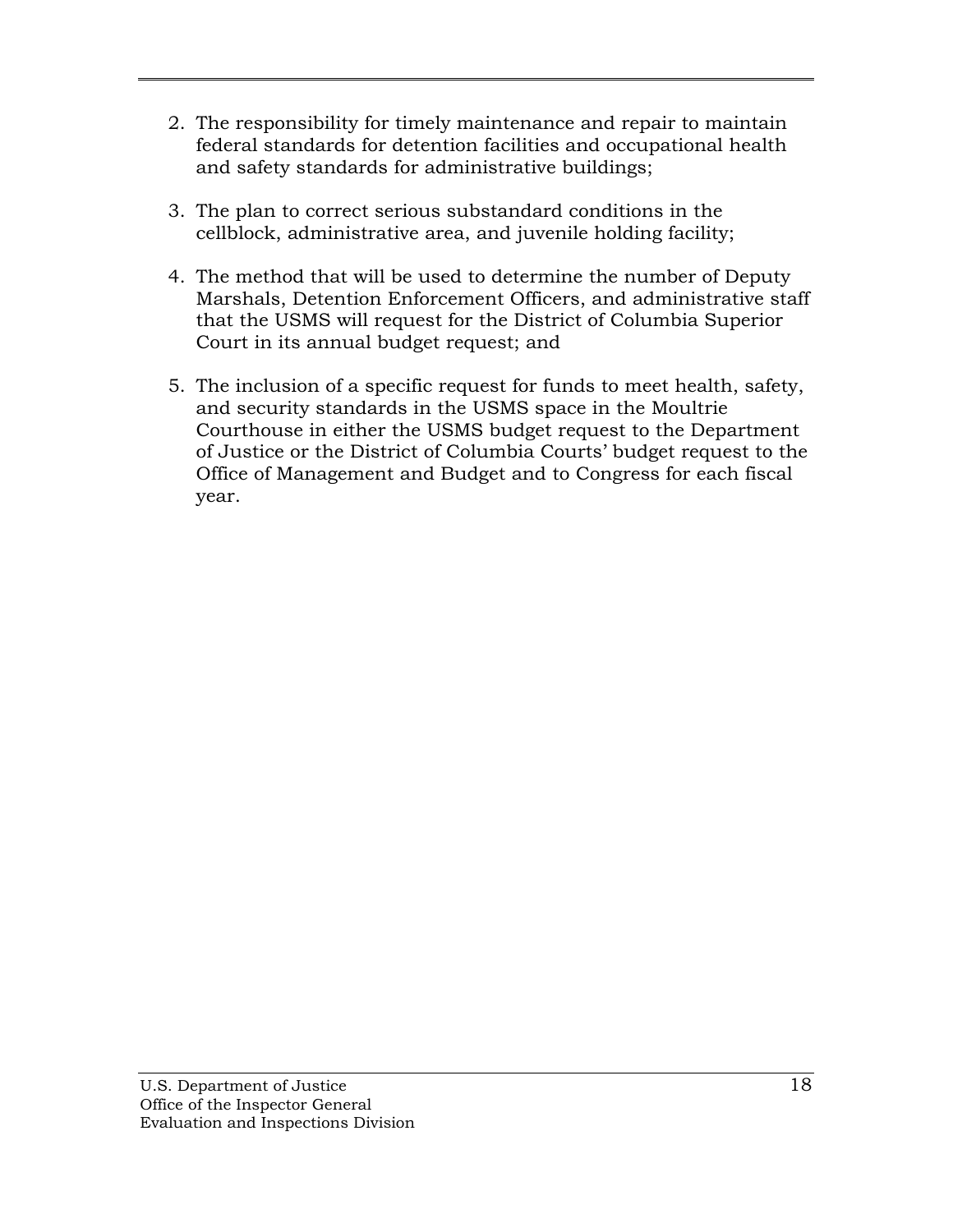2. The responsibility for timely maintenance and repair to maintain federal standards for detention facilities and occupational health and safety standards for administrative buildings;

3. The plan to correct serious substandard conditions in the cellblock, administrative area, and juvenile holding facility;

4. The method that will be used to determine the number of Deputy Marshals, Detention Enforcement Officers, and administrative staff that the USMS will request for the District of Columbia Superior Court in its annual budget request; and

5. The inclusion of a specific request for funds to meet health, safety, and security standards in the USMS space in the Moultrie Courthouse in either the USMS budget request to the Department of Justice or the District of Columbia Courts' budget request to the Office of Management and Budget and to Congress for each fiscal year.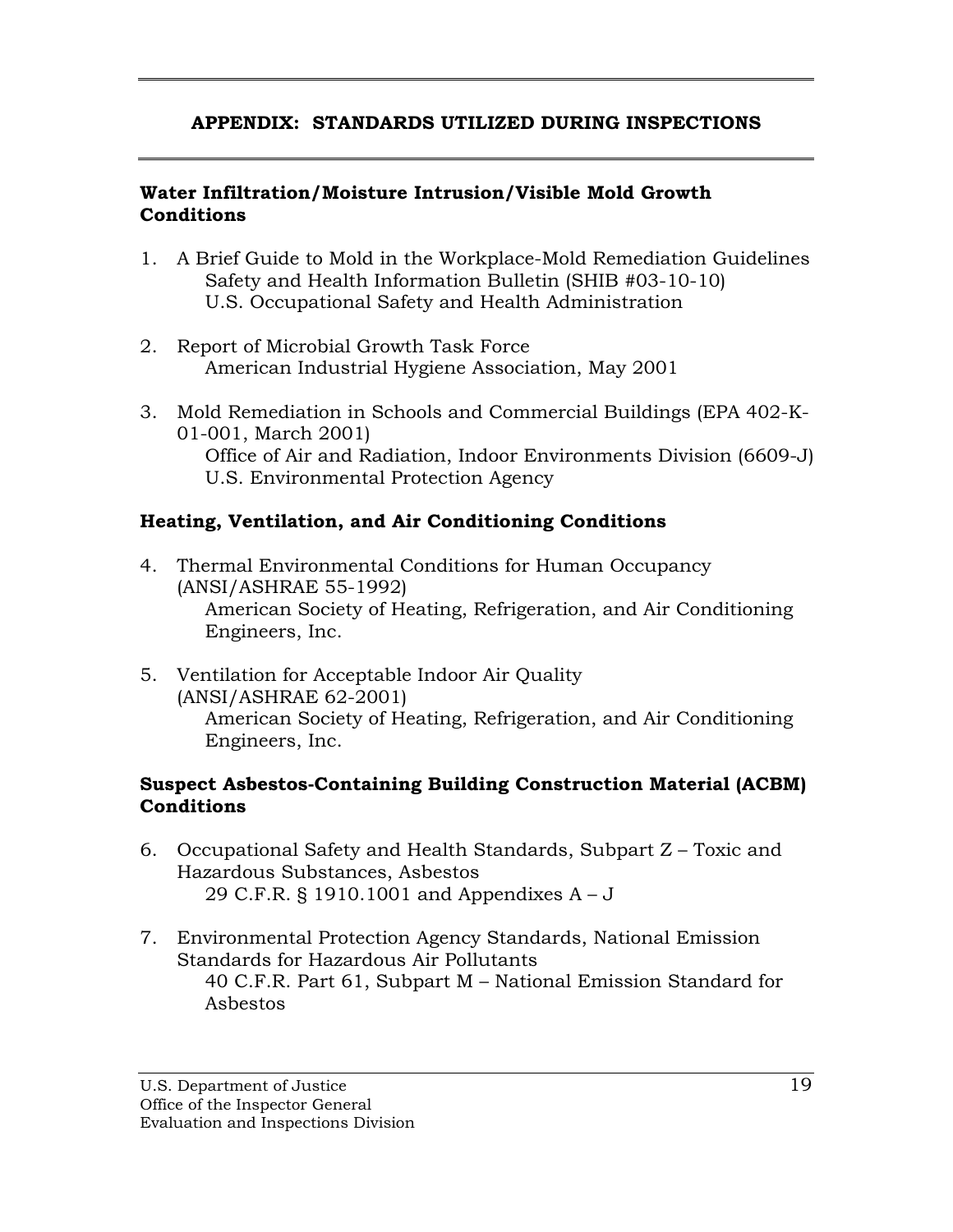## APPENDIX: STANDARDS UTILIZED DURING INSPECTIONS

### Water Infiltration/Moisture Intrusion/Visible Mold Growth Conditions

1. A Brief Guide to Mold in the Workplace-Mold Remediation Guidelines
   Safety and Health Information Bulletin (SHIB #03-10-10)
   U.S. Occupational Safety and Health Administration

2. Report of Microbial Growth Task Force
   American Industrial Hygiene Association, May 2001

3. Mold Remediation in Schools and Commercial Buildings (EPA 402-K-01-001, March 2001)
   Office of Air and Radiation, Indoor Environments Division (6609-J)
   U.S. Environmental Protection Agency

### Heating, Ventilation, and Air Conditioning Conditions

4. Thermal Environmental Conditions for Human Occupancy (ANSI/ASHRAE 55-1992)
   American Society of Heating, Refrigeration, and Air Conditioning Engineers, Inc.

5. Ventilation for Acceptable Indoor Air Quality (ANSI/ASHRAE 62-2001)
   American Society of Heating, Refrigeration, and Air Conditioning Engineers, Inc.

### Suspect Asbestos-Containing Building Construction Material (ACBM) Conditions

6. Occupational Safety and Health Standards, Subpart Z – Toxic and Hazardous Substances, Asbestos
   29 C.F.R. § 1910.1001 and Appendixes A – J

7. Environmental Protection Agency Standards, National Emission Standards for Hazardous Air Pollutants
   40 C.F.R. Part 61, Subpart M – National Emission Standard for Asbestos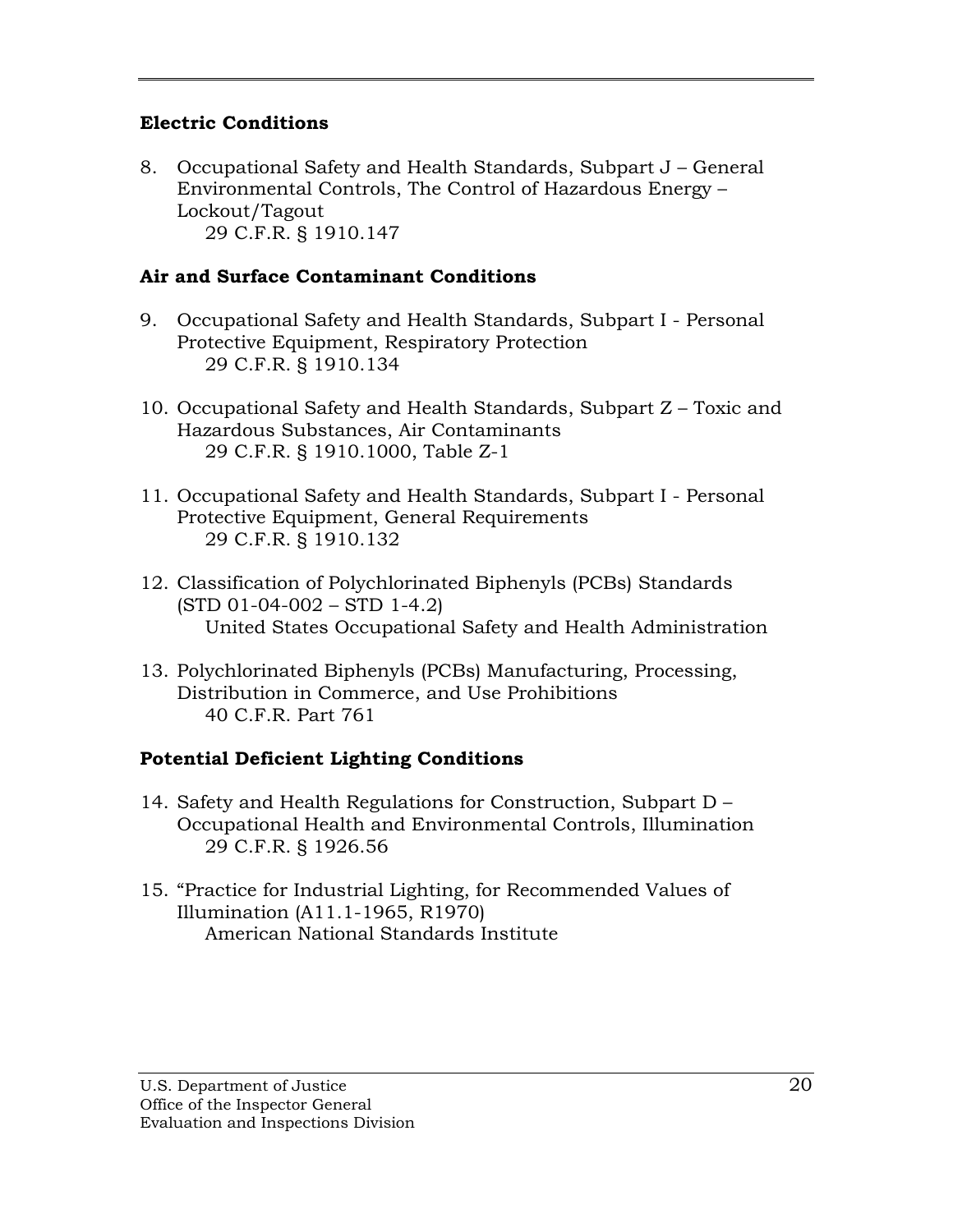**Electric Conditions**

8. Occupational Safety and Health Standards, Subpart J – General Environmental Controls, The Control of Hazardous Energy – Lockout/Tagout
   29 C.F.R. § 1910.147

**Air and Surface Contaminant Conditions**

9. Occupational Safety and Health Standards, Subpart I - Personal Protective Equipment, Respiratory Protection
   29 C.F.R. § 1910.134

10. Occupational Safety and Health Standards, Subpart Z – Toxic and Hazardous Substances, Air Contaminants
    29 C.F.R. § 1910.1000, Table Z-1

11. Occupational Safety and Health Standards, Subpart I - Personal Protective Equipment, General Requirements
    29 C.F.R. § 1910.132

12. Classification of Polychlorinated Biphenyls (PCBs) Standards (STD 01-04-002 – STD 1-4.2)
    United States Occupational Safety and Health Administration

13. Polychlorinated Biphenyls (PCBs) Manufacturing, Processing, Distribution in Commerce, and Use Prohibitions
    40 C.F.R. Part 761

**Potential Deficient Lighting Conditions**

14. Safety and Health Regulations for Construction, Subpart D – Occupational Health and Environmental Controls, Illumination
    29 C.F.R. § 1926.56

15. "Practice for Industrial Lighting, for Recommended Values of Illumination (A11.1-1965, R1970)
    American National Standards Institute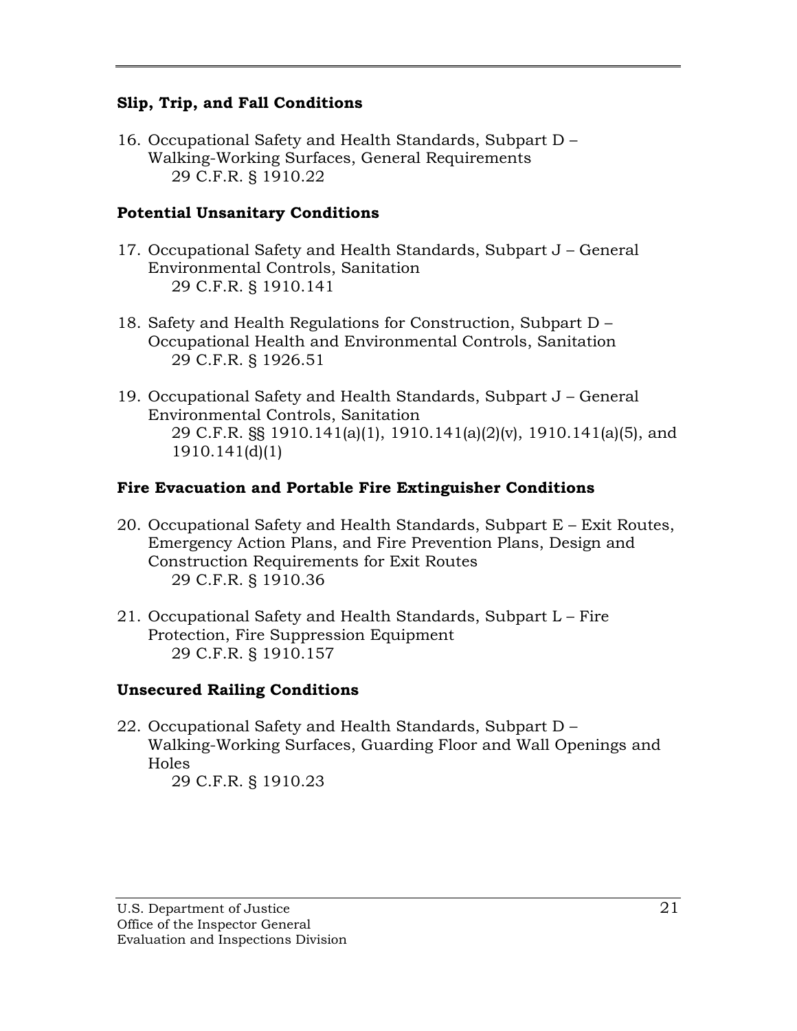### Slip, Trip, and Fall Conditions

16. Occupational Safety and Health Standards, Subpart D – Walking-Working Surfaces, General Requirements
    29 C.F.R. § 1910.22

### Potential Unsanitary Conditions

17. Occupational Safety and Health Standards, Subpart J – General Environmental Controls, Sanitation
    29 C.F.R. § 1910.141

18. Safety and Health Regulations for Construction, Subpart D – Occupational Health and Environmental Controls, Sanitation
    29 C.F.R. § 1926.51

19. Occupational Safety and Health Standards, Subpart J – General Environmental Controls, Sanitation
    29 C.F.R. §§ 1910.141(a)(1), 1910.141(a)(2)(v), 1910.141(a)(5), and 1910.141(d)(1)

### Fire Evacuation and Portable Fire Extinguisher Conditions

20. Occupational Safety and Health Standards, Subpart E – Exit Routes, Emergency Action Plans, and Fire Prevention Plans, Design and Construction Requirements for Exit Routes
    29 C.F.R. § 1910.36

21. Occupational Safety and Health Standards, Subpart L – Fire Protection, Fire Suppression Equipment
    29 C.F.R. § 1910.157

### Unsecured Railing Conditions

22. Occupational Safety and Health Standards, Subpart D – Walking-Working Surfaces, Guarding Floor and Wall Openings and Holes
    29 C.F.R. § 1910.23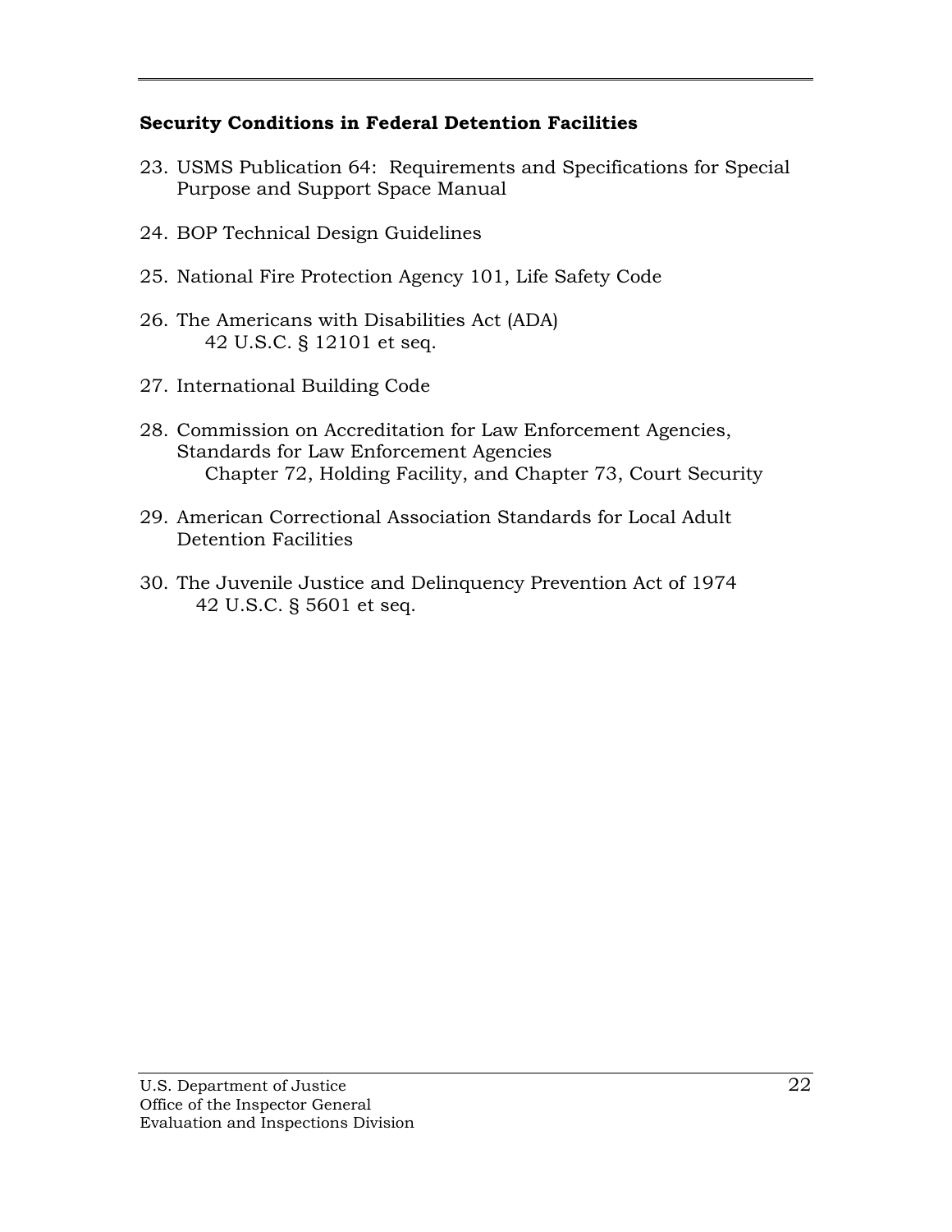**Security Conditions in Federal Detention Facilities**

23. USMS Publication 64: Requirements and Specifications for Special Purpose and Support Space Manual

24. BOP Technical Design Guidelines

25. National Fire Protection Agency 101, Life Safety Code

26. The Americans with Disabilities Act (ADA)
    42 U.S.C. § 12101 et seq.

27. International Building Code

28. Commission on Accreditation for Law Enforcement Agencies, Standards for Law Enforcement Agencies
    Chapter 72, Holding Facility, and Chapter 73, Court Security

29. American Correctional Association Standards for Local Adult Detention Facilities

30. The Juvenile Justice and Delinquency Prevention Act of 1974
    42 U.S.C. § 5601 et seq.